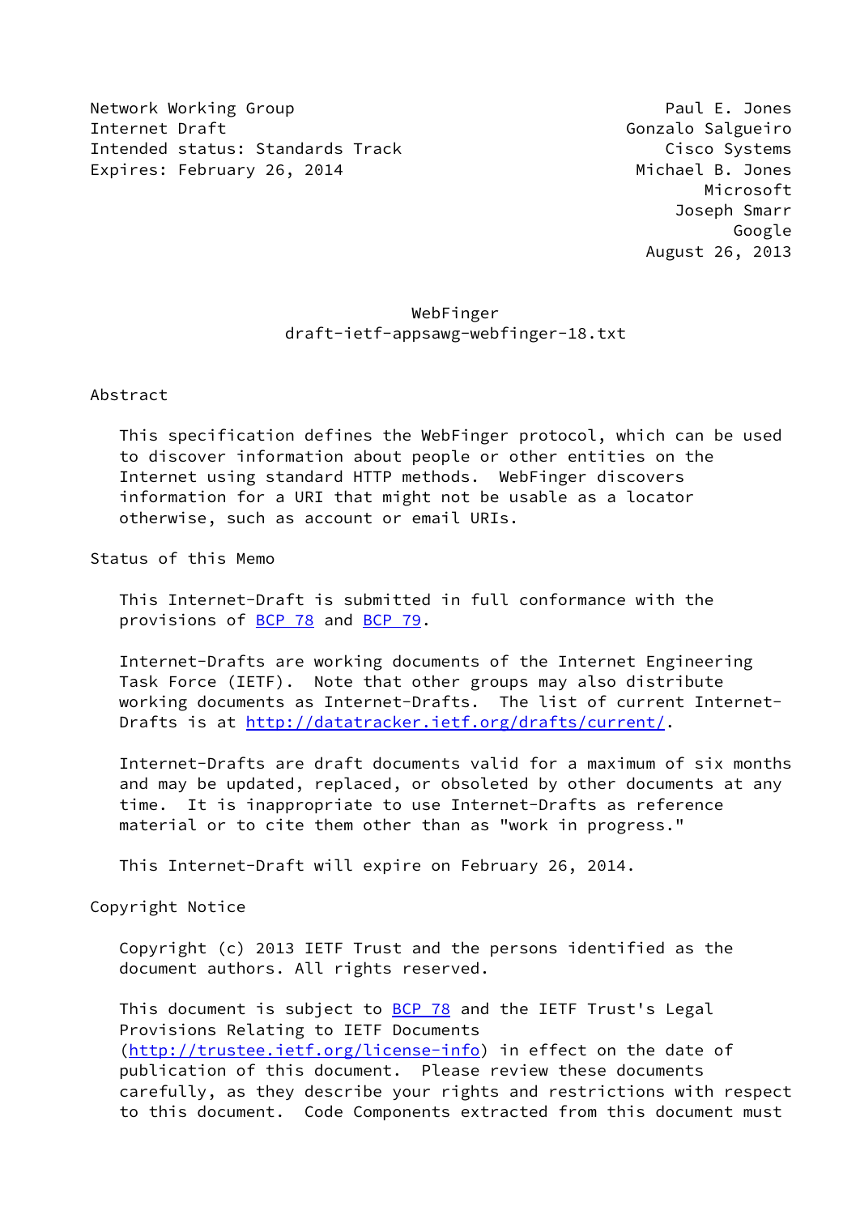Network Working Group — Paul E. Jones
Internet Draft — Gonzalo Salgueiro
Intended status: Standards Track — Cisco Systems
Expires: February 26, 2014 — Michael B. Jones

Microsoft

Joseph Smarr

Google

August 26, 2013

# WebFinger

## draft-ietf-appsawg-webfinger-18.txt

## Abstract

This specification defines the WebFinger protocol, which can be used to discover information about people or other entities on the Internet using standard HTTP methods. WebFinger discovers information for a URI that might not be usable as a locator otherwise, such as account or email URIs.

## Status of this Memo

This Internet-Draft is submitted in full conformance with the provisions of BCP 78 and BCP 79.

Internet-Drafts are working documents of the Internet Engineering Task Force (IETF). Note that other groups may also distribute working documents as Internet-Drafts. The list of current Internet-Drafts is at http://datatracker.ietf.org/drafts/current/.

Internet-Drafts are draft documents valid for a maximum of six months and may be updated, replaced, or obsoleted by other documents at any time. It is inappropriate to use Internet-Drafts as reference material or to cite them other than as "work in progress."

This Internet-Draft will expire on February 26, 2014.

## Copyright Notice

Copyright (c) 2013 IETF Trust and the persons identified as the document authors. All rights reserved.

This document is subject to BCP 78 and the IETF Trust's Legal Provisions Relating to IETF Documents (http://trustee.ietf.org/license-info) in effect on the date of publication of this document. Please review these documents carefully, as they describe your rights and restrictions with respect to this document. Code Components extracted from this document must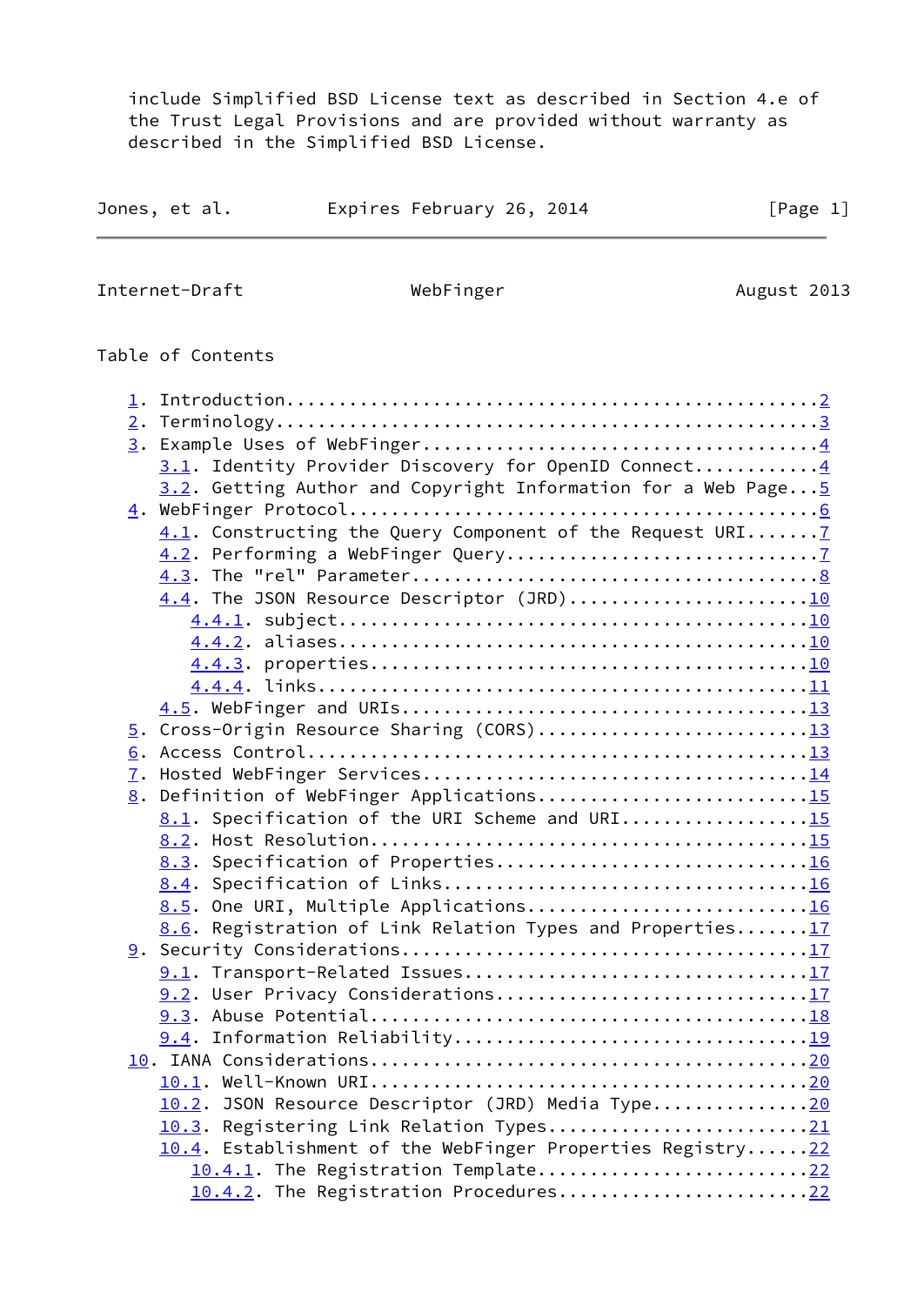include Simplified BSD License text as described in Section 4.e of the Trust Legal Provisions and are provided without warranty as described in the Simplified BSD License.

## Table of Contents

- 1. Introduction....................................................2
- 2. Terminology.....................................................3
- 3. Example Uses of WebFinger.......................................4
  - 3.1. Identity Provider Discovery for OpenID Connect............4
  - 3.2. Getting Author and Copyright Information for a Web Page...5
- 4. WebFinger Protocol..............................................6
  - 4.1. Constructing the Query Component of the Request URI.......7
  - 4.2. Performing a WebFinger Query..............................7
  - 4.3. The "rel" Parameter.......................................8
  - 4.4. The JSON Resource Descriptor (JRD).......................10
    - 4.4.1. subject..............................................10
    - 4.4.2. aliases..............................................10
    - 4.4.3. properties...........................................10
    - 4.4.4. links................................................11
  - 4.5. WebFinger and URIs.......................................13
- 5. Cross-Origin Resource Sharing (CORS)...........................13
- 6. Access Control.................................................13
- 7. Hosted WebFinger Services......................................14
- 8. Definition of WebFinger Applications...........................15
  - 8.1. Specification of the URI Scheme and URI..................15
  - 8.2. Host Resolution..........................................15
  - 8.3. Specification of Properties..............................16
  - 8.4. Specification of Links...................................16
  - 8.5. One URI, Multiple Applications...........................16
  - 8.6. Registration of Link Relation Types and Properties.......17
- 9. Security Considerations........................................17
  - 9.1. Transport-Related Issues.................................17
  - 9.2. User Privacy Considerations..............................17
  - 9.3. Abuse Potential..........................................18
  - 9.4. Information Reliability..................................19
- 10. IANA Considerations...........................................20
  - 10.1. Well-Known URI..........................................20
  - 10.2. JSON Resource Descriptor (JRD) Media Type...............20
  - 10.3. Registering Link Relation Types.........................21
  - 10.4. Establishment of the WebFinger Properties Registry......22
    - 10.4.1. The Registration Template...........................22
    - 10.4.2. The Registration Procedures.........................22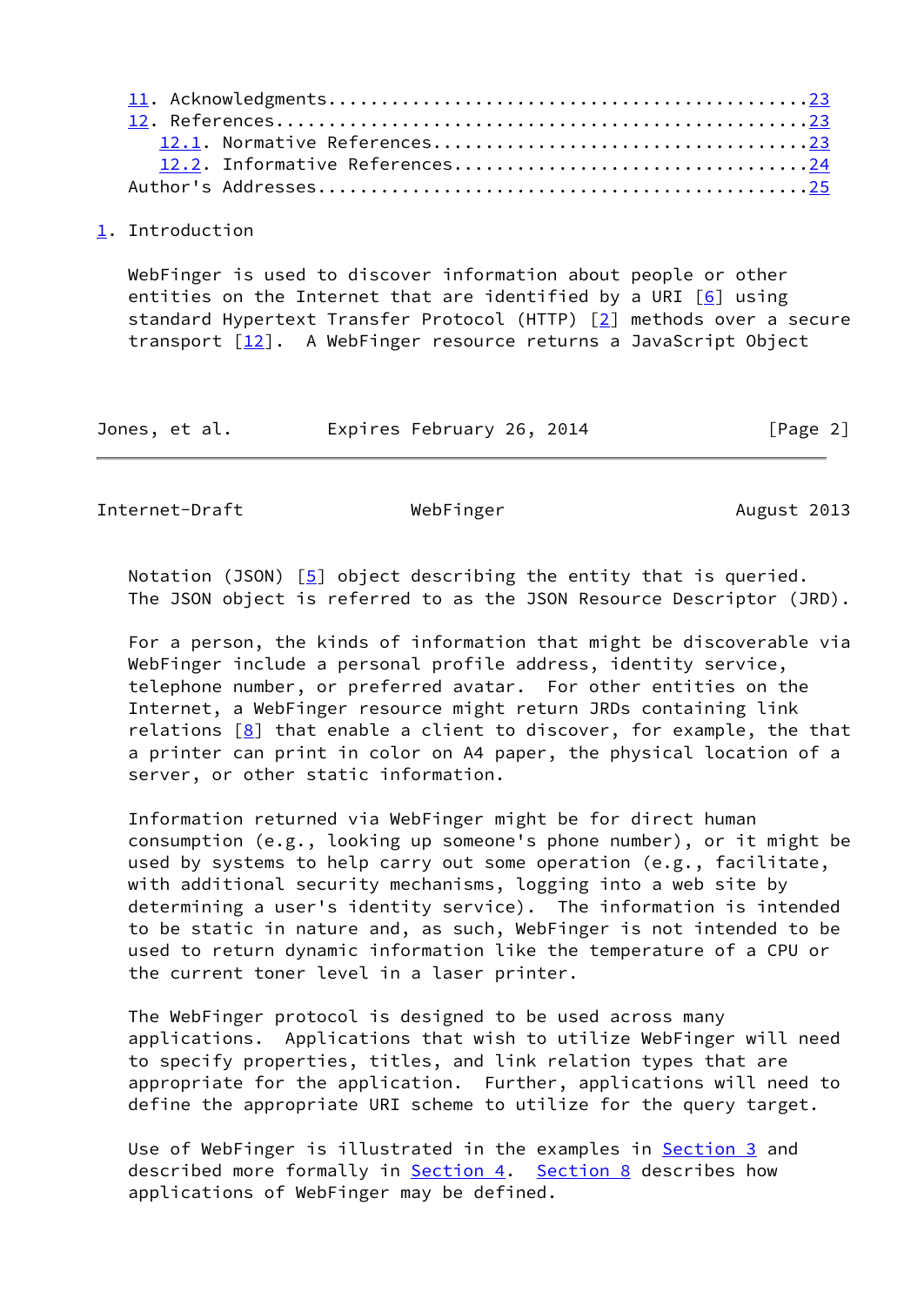11. Acknowledgments............................................23
12. References.................................................23
   12.1. Normative References..................................23
   12.2. Informative References................................24
Author's Addresses.............................................25

# 1. Introduction

WebFinger is used to discover information about people or other entities on the Internet that are identified by a URI [6] using standard Hypertext Transfer Protocol (HTTP) [2] methods over a secure transport [12]. A WebFinger resource returns a JavaScript Object Notation (JSON) [5] object describing the entity that is queried. The JSON object is referred to as the JSON Resource Descriptor (JRD).

For a person, the kinds of information that might be discoverable via WebFinger include a personal profile address, identity service, telephone number, or preferred avatar. For other entities on the Internet, a WebFinger resource might return JRDs containing link relations [8] that enable a client to discover, for example, the that a printer can print in color on A4 paper, the physical location of a server, or other static information.

Information returned via WebFinger might be for direct human consumption (e.g., looking up someone's phone number), or it might be used by systems to help carry out some operation (e.g., facilitate, with additional security mechanisms, logging into a web site by determining a user's identity service). The information is intended to be static in nature and, as such, WebFinger is not intended to be used to return dynamic information like the temperature of a CPU or the current toner level in a laser printer.

The WebFinger protocol is designed to be used across many applications. Applications that wish to utilize WebFinger will need to specify properties, titles, and link relation types that are appropriate for the application. Further, applications will need to define the appropriate URI scheme to utilize for the query target.

Use of WebFinger is illustrated in the examples in Section 3 and described more formally in Section 4. Section 8 describes how applications of WebFinger may be defined.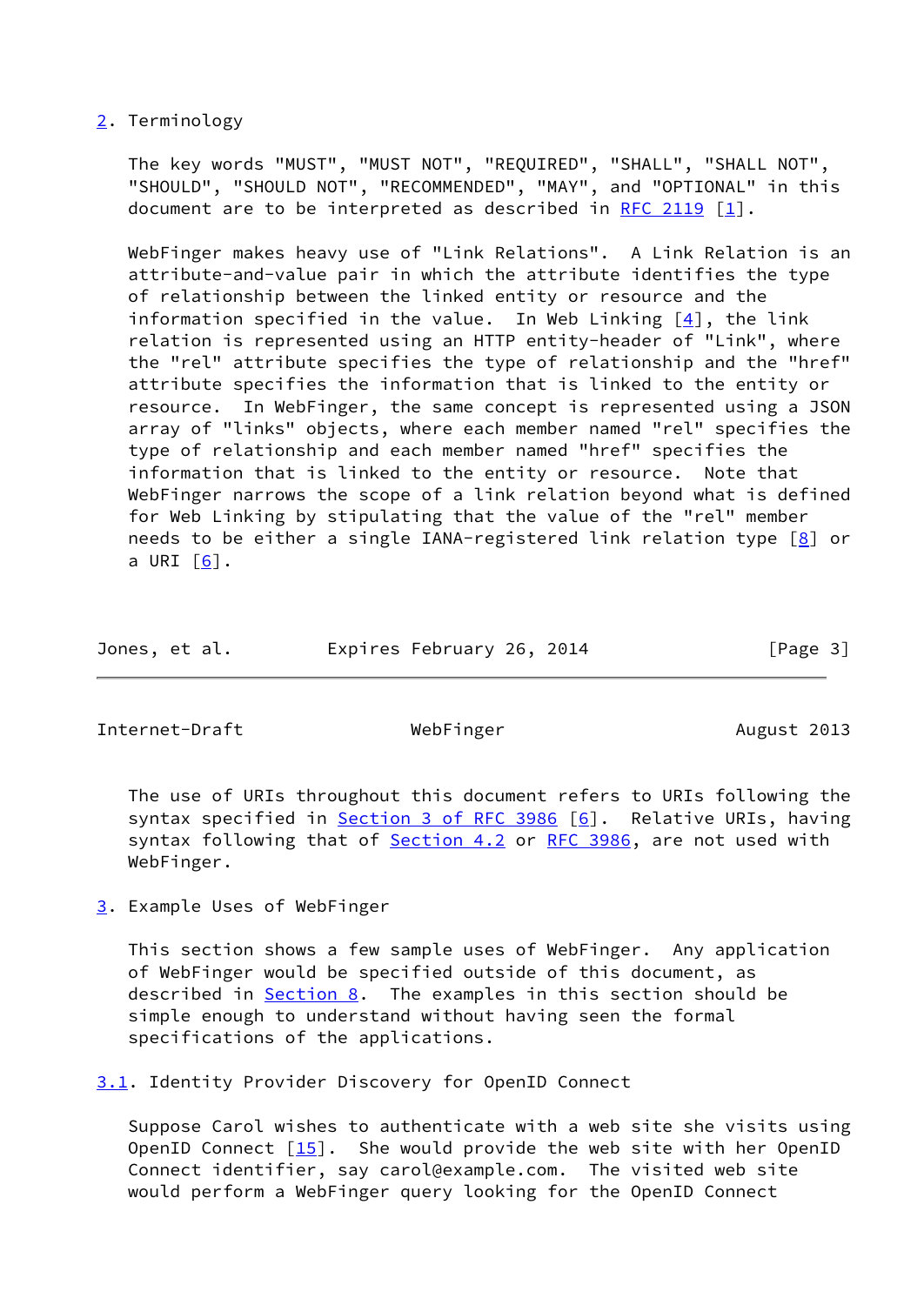## 2. Terminology

The key words "MUST", "MUST NOT", "REQUIRED", "SHALL", "SHALL NOT", "SHOULD", "SHOULD NOT", "RECOMMENDED", "MAY", and "OPTIONAL" in this document are to be interpreted as described in RFC 2119 [1].

WebFinger makes heavy use of "Link Relations". A Link Relation is an attribute-and-value pair in which the attribute identifies the type of relationship between the linked entity or resource and the information specified in the value. In Web Linking [4], the link relation is represented using an HTTP entity-header of "Link", where the "rel" attribute specifies the type of relationship and the "href" attribute specifies the information that is linked to the entity or resource. In WebFinger, the same concept is represented using a JSON array of "links" objects, where each member named "rel" specifies the type of relationship and each member named "href" specifies the information that is linked to the entity or resource. Note that WebFinger narrows the scope of a link relation beyond what is defined for Web Linking by stipulating that the value of the "rel" member needs to be either a single IANA-registered link relation type [8] or a URI [6].

The use of URIs throughout this document refers to URIs following the syntax specified in Section 3 of RFC 3986 [6]. Relative URIs, having syntax following that of Section 4.2 or RFC 3986, are not used with WebFinger.

## 3. Example Uses of WebFinger

This section shows a few sample uses of WebFinger. Any application of WebFinger would be specified outside of this document, as described in Section 8. The examples in this section should be simple enough to understand without having seen the formal specifications of the applications.

### 3.1. Identity Provider Discovery for OpenID Connect

Suppose Carol wishes to authenticate with a web site she visits using OpenID Connect [15]. She would provide the web site with her OpenID Connect identifier, say carol@example.com. The visited web site would perform a WebFinger query looking for the OpenID Connect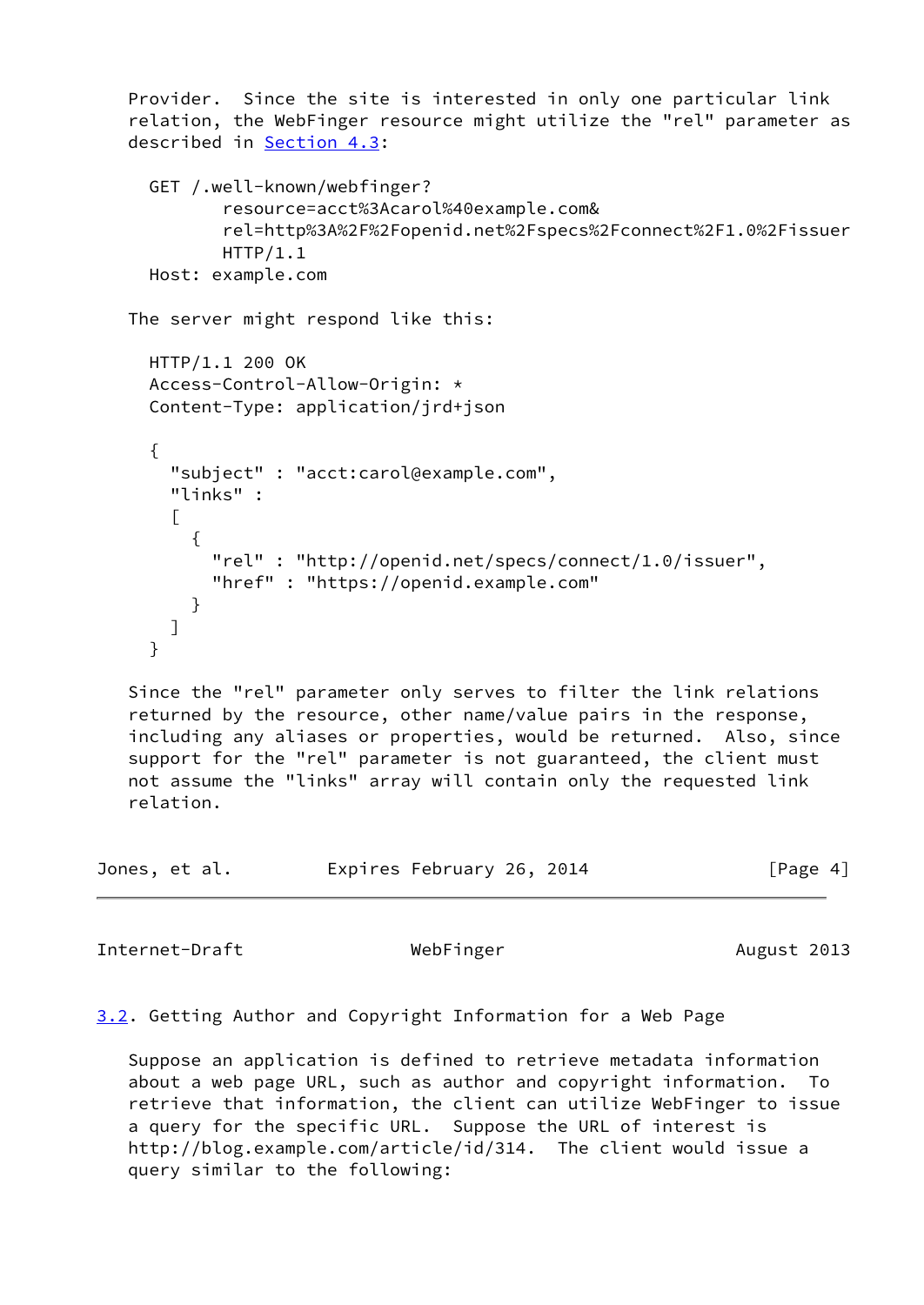Provider. Since the site is interested in only one particular link relation, the WebFinger resource might utilize the "rel" parameter as described in Section 4.3:

```
GET /.well-known/webfinger?
       resource=acct%3Acarol%40example.com&
       rel=http%3A%2F%2Fopenid.net%2Fspecs%2Fconnect%2F1.0%2Fissuer
       HTTP/1.1
Host: example.com
```

The server might respond like this:

```
HTTP/1.1 200 OK
Access-Control-Allow-Origin: *
Content-Type: application/jrd+json

{
  "subject" : "acct:carol@example.com",
  "links" :
  [
    {
      "rel" : "http://openid.net/specs/connect/1.0/issuer",
      "href" : "https://openid.example.com"
    }
  ]
}
```

Since the "rel" parameter only serves to filter the link relations returned by the resource, other name/value pairs in the response, including any aliases or properties, would be returned. Also, since support for the "rel" parameter is not guaranteed, the client must not assume the "links" array will contain only the requested link relation.

### 3.2. Getting Author and Copyright Information for a Web Page

Suppose an application is defined to retrieve metadata information about a web page URL, such as author and copyright information. To retrieve that information, the client can utilize WebFinger to issue a query for the specific URL. Suppose the URL of interest is http://blog.example.com/article/id/314. The client would issue a query similar to the following: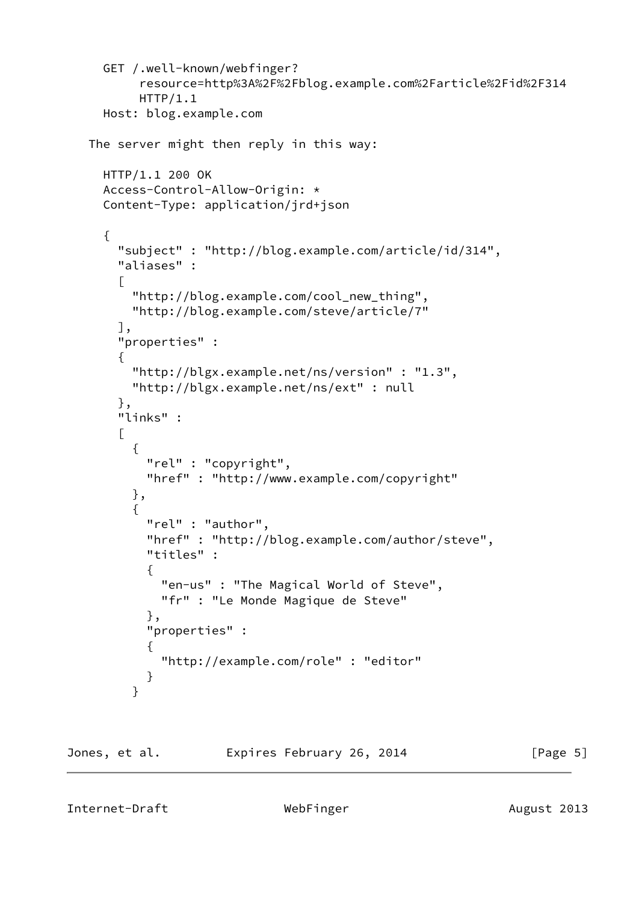```
GET /.well-known/webfinger?
     resource=http%3A%2F%2Fblog.example.com%2Farticle%2Fid%2F314
     HTTP/1.1
Host: blog.example.com
```

The server might then reply in this way:

```
HTTP/1.1 200 OK
Access-Control-Allow-Origin: *
Content-Type: application/jrd+json

{
  "subject" : "http://blog.example.com/article/id/314",
  "aliases" :
  [
    "http://blog.example.com/cool_new_thing",
    "http://blog.example.com/steve/article/7"
  ],
  "properties" :
  {
    "http://blgx.example.net/ns/version" : "1.3",
    "http://blgx.example.net/ns/ext" : null
  },
  "links" :
  [
    {
      "rel" : "copyright",
      "href" : "http://www.example.com/copyright"
    },
    {
      "rel" : "author",
      "href" : "http://blog.example.com/author/steve",
      "titles" :
      {
        "en-us" : "The Magical World of Steve",
        "fr" : "Le Monde Magique de Steve"
      },
      "properties" :
      {
        "http://example.com/role" : "editor"
      }
    }
```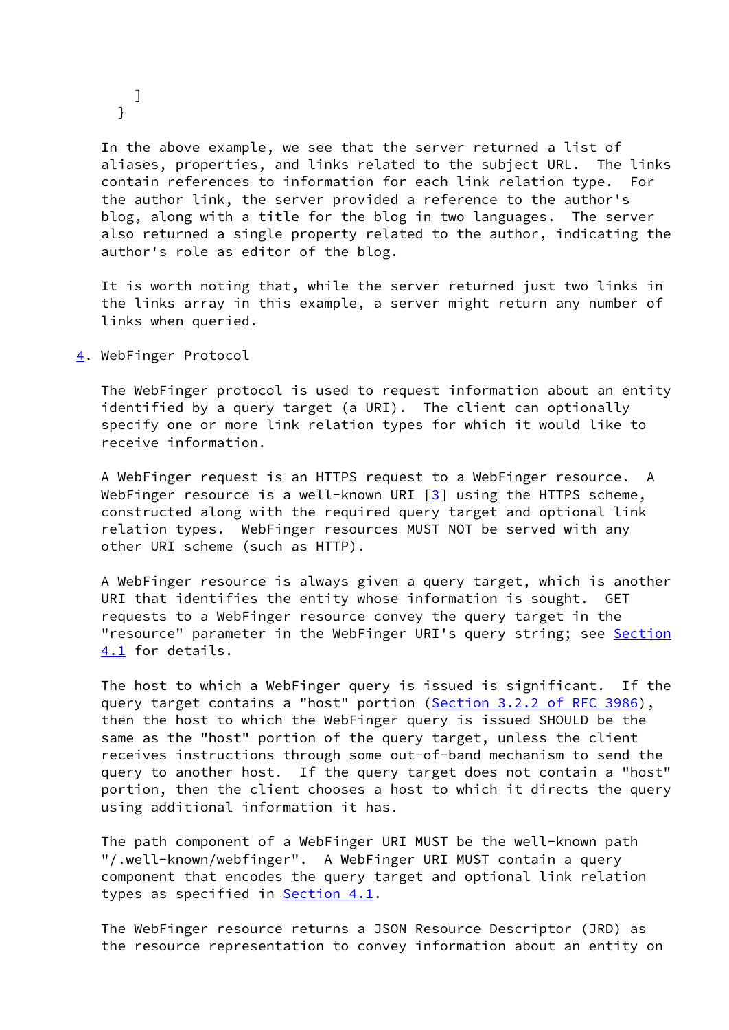```
    ]
  }
```

In the above example, we see that the server returned a list of aliases, properties, and links related to the subject URL. The links contain references to information for each link relation type. For the author link, the server provided a reference to the author's blog, along with a title for the blog in two languages. The server also returned a single property related to the author, indicating the author's role as editor of the blog.

It is worth noting that, while the server returned just two links in the links array in this example, a server might return any number of links when queried.

## 4. WebFinger Protocol

The WebFinger protocol is used to request information about an entity identified by a query target (a URI). The client can optionally specify one or more link relation types for which it would like to receive information.

A WebFinger request is an HTTPS request to a WebFinger resource. A WebFinger resource is a well-known URI [3] using the HTTPS scheme, constructed along with the required query target and optional link relation types. WebFinger resources MUST NOT be served with any other URI scheme (such as HTTP).

A WebFinger resource is always given a query target, which is another URI that identifies the entity whose information is sought. GET requests to a WebFinger resource convey the query target in the "resource" parameter in the WebFinger URI's query string; see Section 4.1 for details.

The host to which a WebFinger query is issued is significant. If the query target contains a "host" portion (Section 3.2.2 of RFC 3986), then the host to which the WebFinger query is issued SHOULD be the same as the "host" portion of the query target, unless the client receives instructions through some out-of-band mechanism to send the query to another host. If the query target does not contain a "host" portion, then the client chooses a host to which it directs the query using additional information it has.

The path component of a WebFinger URI MUST be the well-known path "/.well-known/webfinger". A WebFinger URI MUST contain a query component that encodes the query target and optional link relation types as specified in Section 4.1.

The WebFinger resource returns a JSON Resource Descriptor (JRD) as the resource representation to convey information about an entity on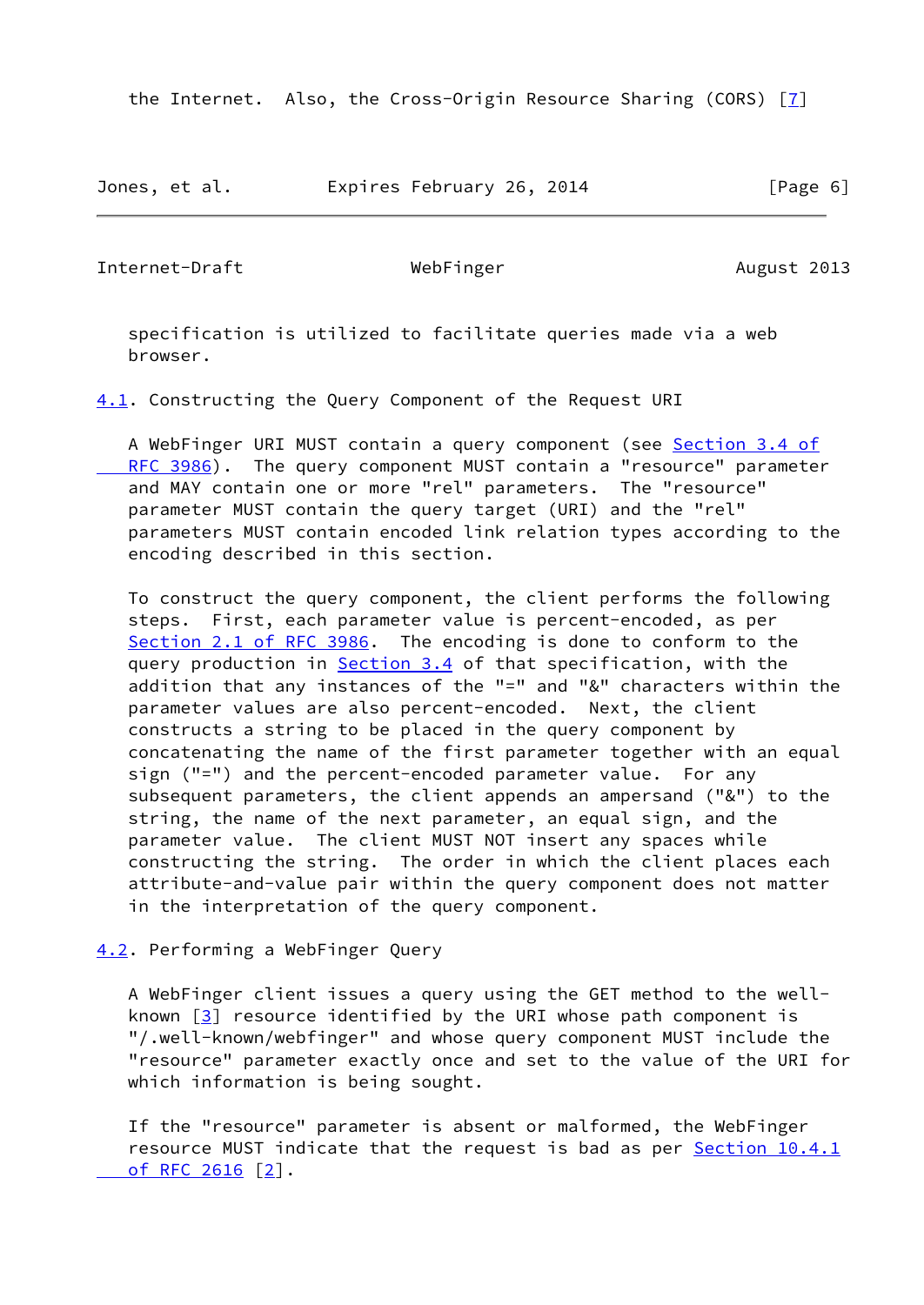the Internet. Also, the Cross-Origin Resource Sharing (CORS) [7] specification is utilized to facilitate queries made via a web browser.

## 4.1. Constructing the Query Component of the Request URI

A WebFinger URI MUST contain a query component (see Section 3.4 of RFC 3986). The query component MUST contain a "resource" parameter and MAY contain one or more "rel" parameters. The "resource" parameter MUST contain the query target (URI) and the "rel" parameters MUST contain encoded link relation types according to the encoding described in this section.

To construct the query component, the client performs the following steps. First, each parameter value is percent-encoded, as per Section 2.1 of RFC 3986. The encoding is done to conform to the query production in Section 3.4 of that specification, with the addition that any instances of the "=" and "&" characters within the parameter values are also percent-encoded. Next, the client constructs a string to be placed in the query component by concatenating the name of the first parameter together with an equal sign ("=") and the percent-encoded parameter value. For any subsequent parameters, the client appends an ampersand ("&") to the string, the name of the next parameter, an equal sign, and the parameter value. The client MUST NOT insert any spaces while constructing the string. The order in which the client places each attribute-and-value pair within the query component does not matter in the interpretation of the query component.

## 4.2. Performing a WebFinger Query

A WebFinger client issues a query using the GET method to the well-known [3] resource identified by the URI whose path component is "/.well-known/webfinger" and whose query component MUST include the "resource" parameter exactly once and set to the value of the URI for which information is being sought.

If the "resource" parameter is absent or malformed, the WebFinger resource MUST indicate that the request is bad as per Section 10.4.1 of RFC 2616 [2].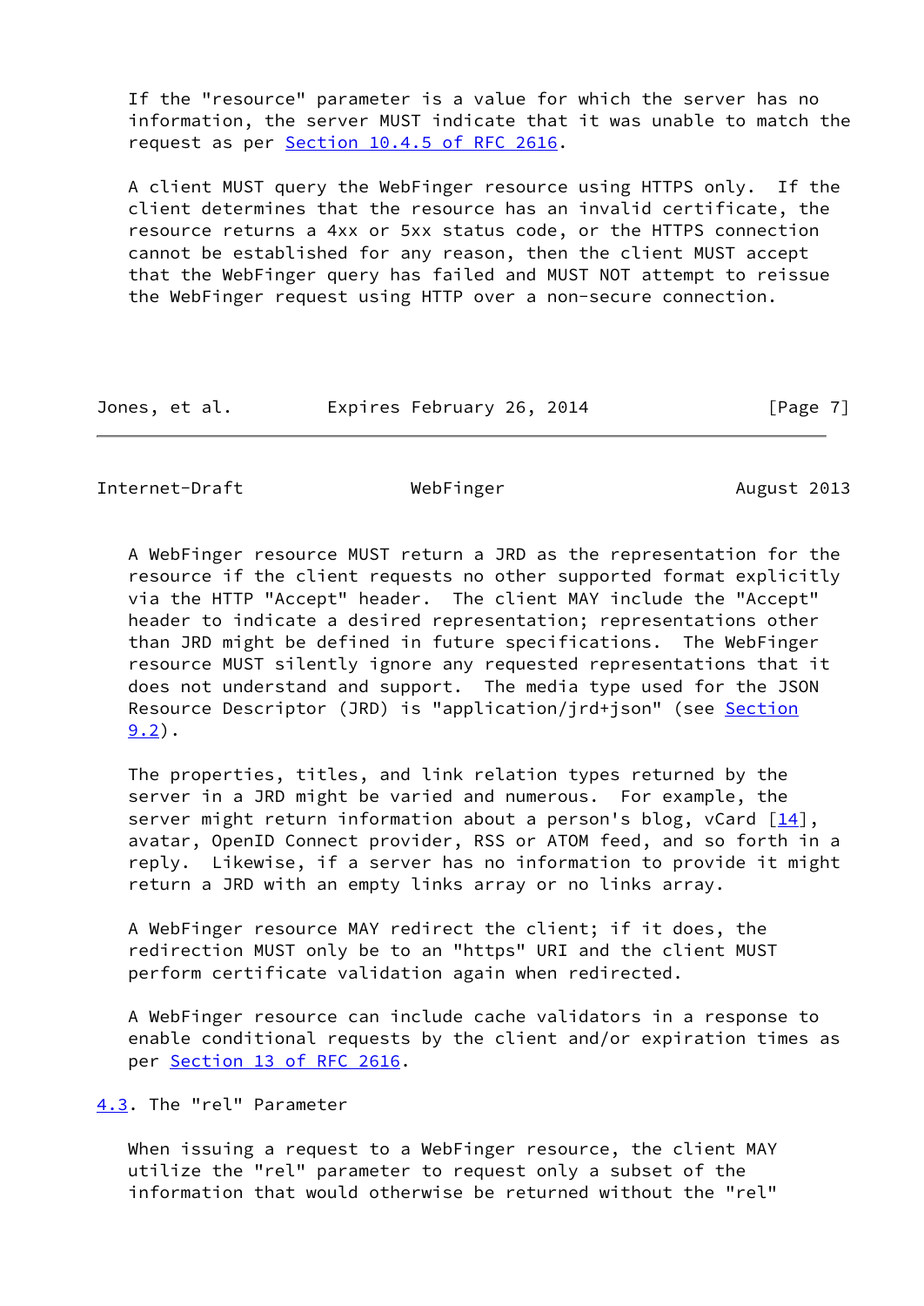If the "resource" parameter is a value for which the server has no information, the server MUST indicate that it was unable to match the request as per Section 10.4.5 of RFC 2616.

A client MUST query the WebFinger resource using HTTPS only. If the client determines that the resource has an invalid certificate, the resource returns a 4xx or 5xx status code, or the HTTPS connection cannot be established for any reason, then the client MUST accept that the WebFinger query has failed and MUST NOT attempt to reissue the WebFinger request using HTTP over a non-secure connection.

A WebFinger resource MUST return a JRD as the representation for the resource if the client requests no other supported format explicitly via the HTTP "Accept" header. The client MAY include the "Accept" header to indicate a desired representation; representations other than JRD might be defined in future specifications. The WebFinger resource MUST silently ignore any requested representations that it does not understand and support. The media type used for the JSON Resource Descriptor (JRD) is "application/jrd+json" (see Section 9.2).

The properties, titles, and link relation types returned by the server in a JRD might be varied and numerous. For example, the server might return information about a person's blog, vCard [14], avatar, OpenID Connect provider, RSS or ATOM feed, and so forth in a reply. Likewise, if a server has no information to provide it might return a JRD with an empty links array or no links array.

A WebFinger resource MAY redirect the client; if it does, the redirection MUST only be to an "https" URI and the client MUST perform certificate validation again when redirected.

A WebFinger resource can include cache validators in a response to enable conditional requests by the client and/or expiration times as per Section 13 of RFC 2616.

### 4.3. The "rel" Parameter

When issuing a request to a WebFinger resource, the client MAY utilize the "rel" parameter to request only a subset of the information that would otherwise be returned without the "rel"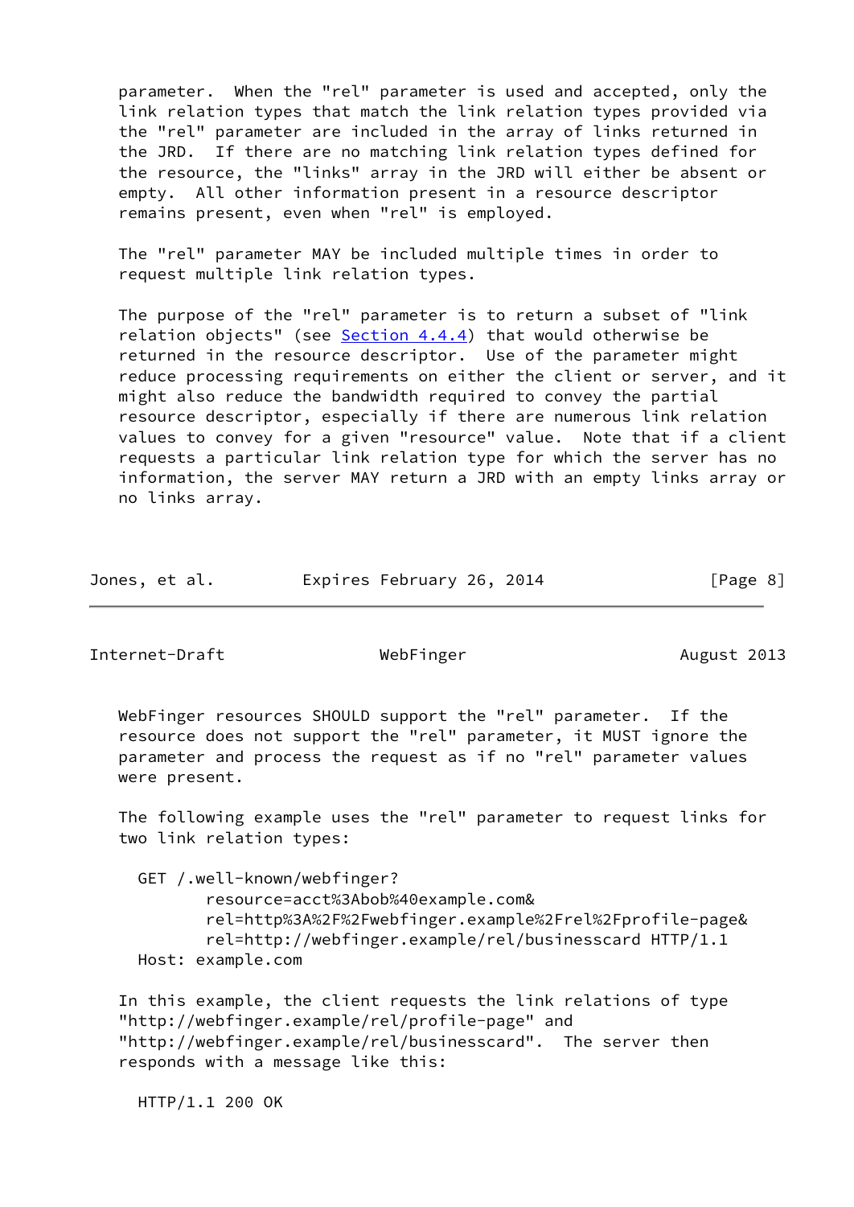parameter. When the "rel" parameter is used and accepted, only the link relation types that match the link relation types provided via the "rel" parameter are included in the array of links returned in the JRD. If there are no matching link relation types defined for the resource, the "links" array in the JRD will either be absent or empty. All other information present in a resource descriptor remains present, even when "rel" is employed.

The "rel" parameter MAY be included multiple times in order to request multiple link relation types.

The purpose of the "rel" parameter is to return a subset of "link relation objects" (see Section 4.4.4) that would otherwise be returned in the resource descriptor. Use of the parameter might reduce processing requirements on either the client or server, and it might also reduce the bandwidth required to convey the partial resource descriptor, especially if there are numerous link relation values to convey for a given "resource" value. Note that if a client requests a particular link relation type for which the server has no information, the server MAY return a JRD with an empty links array or no links array.

WebFinger resources SHOULD support the "rel" parameter. If the resource does not support the "rel" parameter, it MUST ignore the parameter and process the request as if no "rel" parameter values were present.

The following example uses the "rel" parameter to request links for two link relation types:

```
GET /.well-known/webfinger?
       resource=acct%3Abob%40example.com&
       rel=http%3A%2F%2Fwebfinger.example%2Frel%2Fprofile-page&
       rel=http://webfinger.example/rel/businesscard HTTP/1.1
Host: example.com
```

In this example, the client requests the link relations of type "http://webfinger.example/rel/profile-page" and "http://webfinger.example/rel/businesscard". The server then responds with a message like this:

```
HTTP/1.1 200 OK
```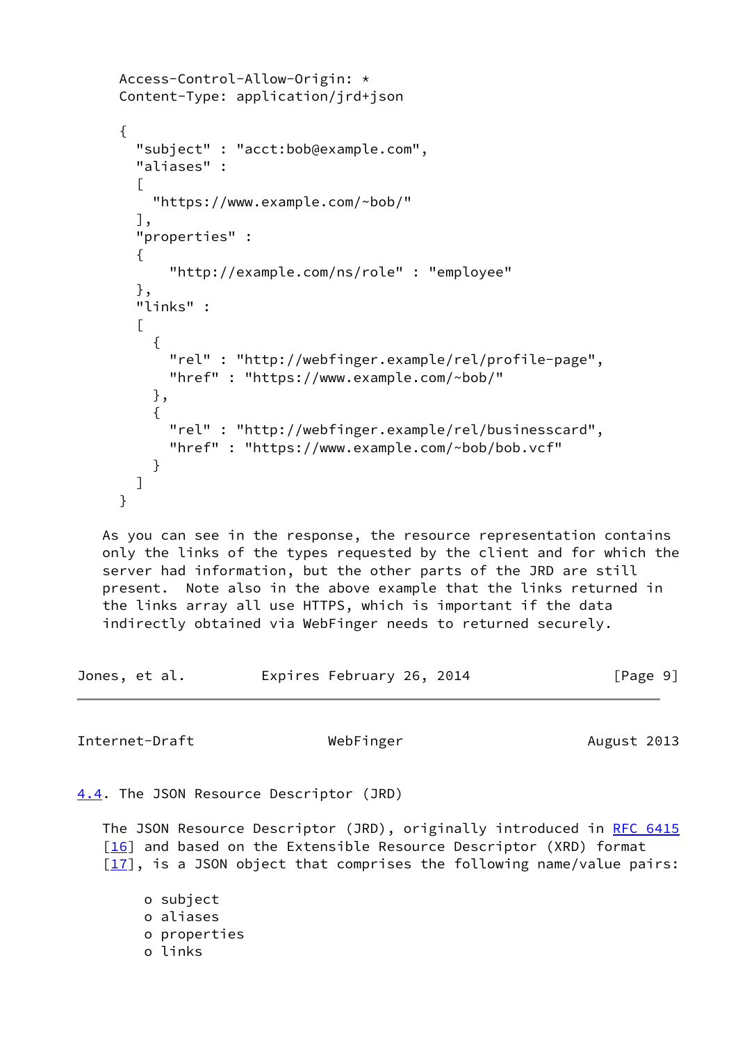```
Access-Control-Allow-Origin: *
Content-Type: application/jrd+json

{
  "subject" : "acct:bob@example.com",
  "aliases" :
  [
    "https://www.example.com/~bob/"
  ],
  "properties" :
  {
      "http://example.com/ns/role" : "employee"
  },
  "links" :
  [
    {
      "rel" : "http://webfinger.example/rel/profile-page",
      "href" : "https://www.example.com/~bob/"
    },
    {
      "rel" : "http://webfinger.example/rel/businesscard",
      "href" : "https://www.example.com/~bob/bob.vcf"
    }
  ]
}
```

As you can see in the response, the resource representation contains only the links of the types requested by the client and for which the server had information, but the other parts of the JRD are still present. Note also in the above example that the links returned in the links array all use HTTPS, which is important if the data indirectly obtained via WebFinger needs to returned securely.

### 4.4. The JSON Resource Descriptor (JRD)

The JSON Resource Descriptor (JRD), originally introduced in RFC 6415 [16] and based on the Extensible Resource Descriptor (XRD) format [17], is a JSON object that comprises the following name/value pairs:

- subject
- aliases
- properties
- links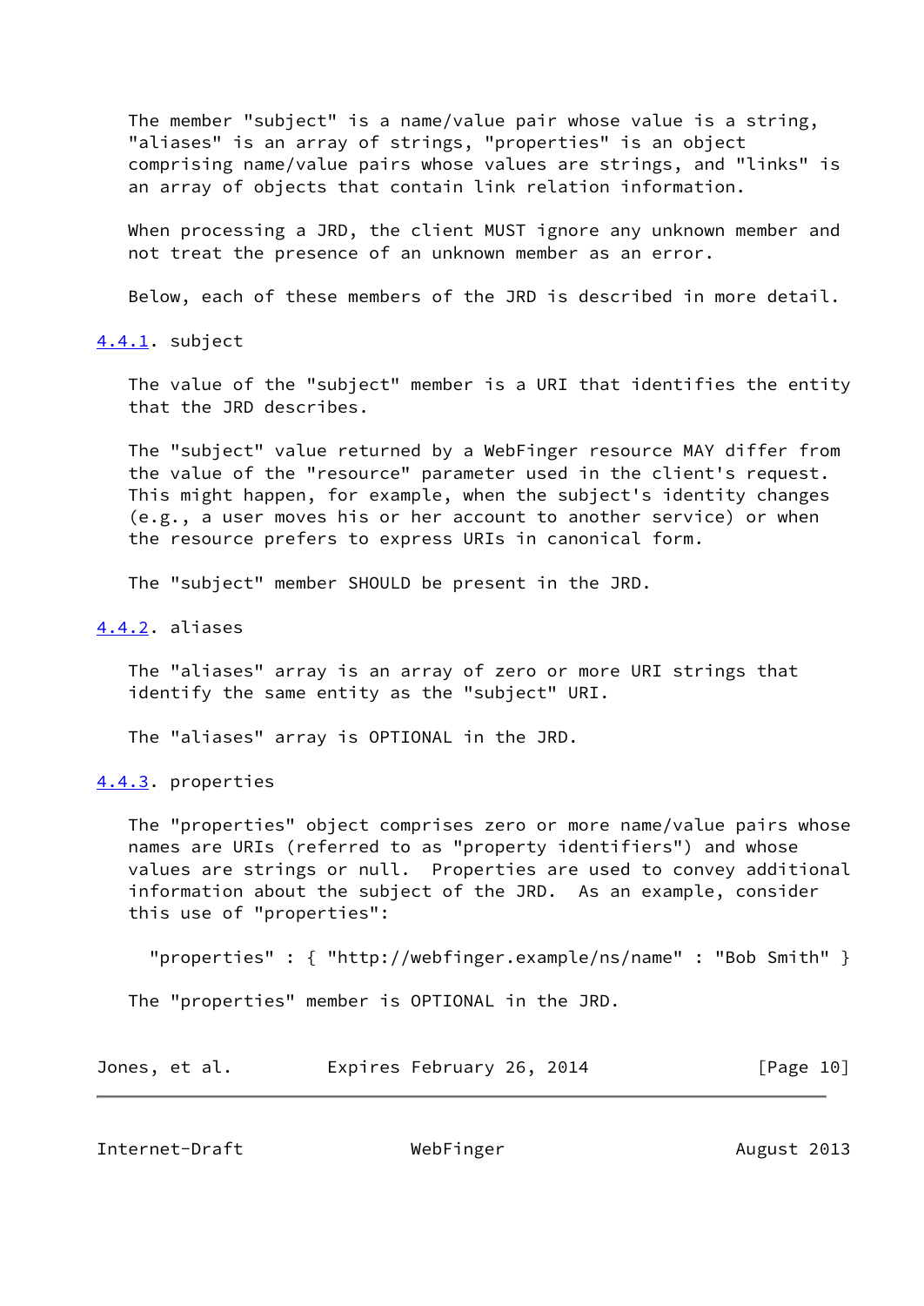The member "subject" is a name/value pair whose value is a string, "aliases" is an array of strings, "properties" is an object comprising name/value pairs whose values are strings, and "links" is an array of objects that contain link relation information.

When processing a JRD, the client MUST ignore any unknown member and not treat the presence of an unknown member as an error.

Below, each of these members of the JRD is described in more detail.

### 4.4.1. subject

The value of the "subject" member is a URI that identifies the entity that the JRD describes.

The "subject" value returned by a WebFinger resource MAY differ from the value of the "resource" parameter used in the client's request. This might happen, for example, when the subject's identity changes (e.g., a user moves his or her account to another service) or when the resource prefers to express URIs in canonical form.

The "subject" member SHOULD be present in the JRD.

### 4.4.2. aliases

The "aliases" array is an array of zero or more URI strings that identify the same entity as the "subject" URI.

The "aliases" array is OPTIONAL in the JRD.

### 4.4.3. properties

The "properties" object comprises zero or more name/value pairs whose names are URIs (referred to as "property identifiers") and whose values are strings or null. Properties are used to convey additional information about the subject of the JRD. As an example, consider this use of "properties":

```
"properties" : { "http://webfinger.example/ns/name" : "Bob Smith" }
```

The "properties" member is OPTIONAL in the JRD.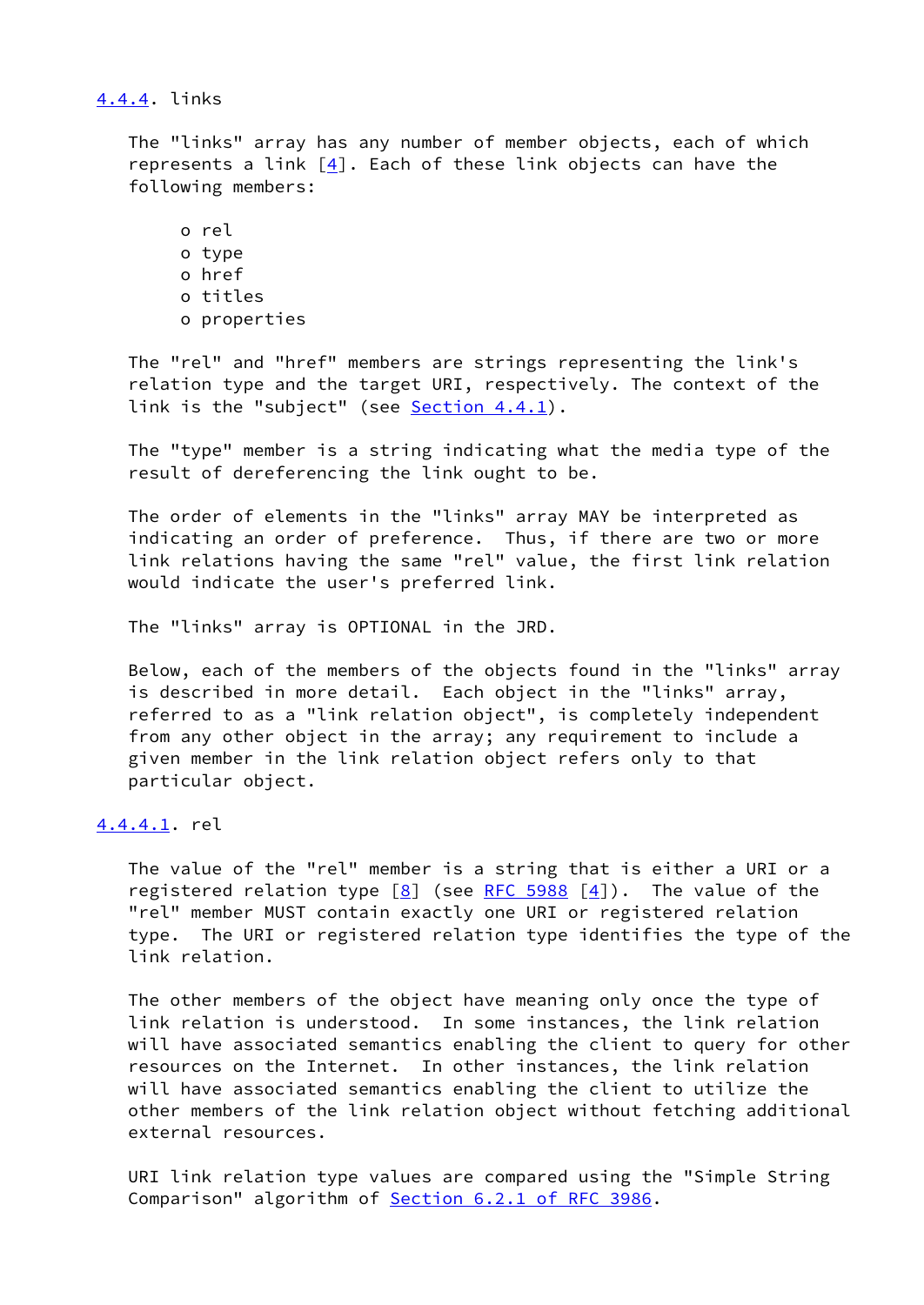### 4.4.4. links

The "links" array has any number of member objects, each of which represents a link [4]. Each of these link objects can have the following members:

- rel
- type
- href
- titles
- properties

The "rel" and "href" members are strings representing the link's relation type and the target URI, respectively. The context of the link is the "subject" (see Section 4.4.1).

The "type" member is a string indicating what the media type of the result of dereferencing the link ought to be.

The order of elements in the "links" array MAY be interpreted as indicating an order of preference. Thus, if there are two or more link relations having the same "rel" value, the first link relation would indicate the user's preferred link.

The "links" array is OPTIONAL in the JRD.

Below, each of the members of the objects found in the "links" array is described in more detail. Each object in the "links" array, referred to as a "link relation object", is completely independent from any other object in the array; any requirement to include a given member in the link relation object refers only to that particular object.

#### 4.4.4.1. rel

The value of the "rel" member is a string that is either a URI or a registered relation type [8] (see RFC 5988 [4]). The value of the "rel" member MUST contain exactly one URI or registered relation type. The URI or registered relation type identifies the type of the link relation.

The other members of the object have meaning only once the type of link relation is understood. In some instances, the link relation will have associated semantics enabling the client to query for other resources on the Internet. In other instances, the link relation will have associated semantics enabling the client to utilize the other members of the link relation object without fetching additional external resources.

URI link relation type values are compared using the "Simple String Comparison" algorithm of Section 6.2.1 of RFC 3986.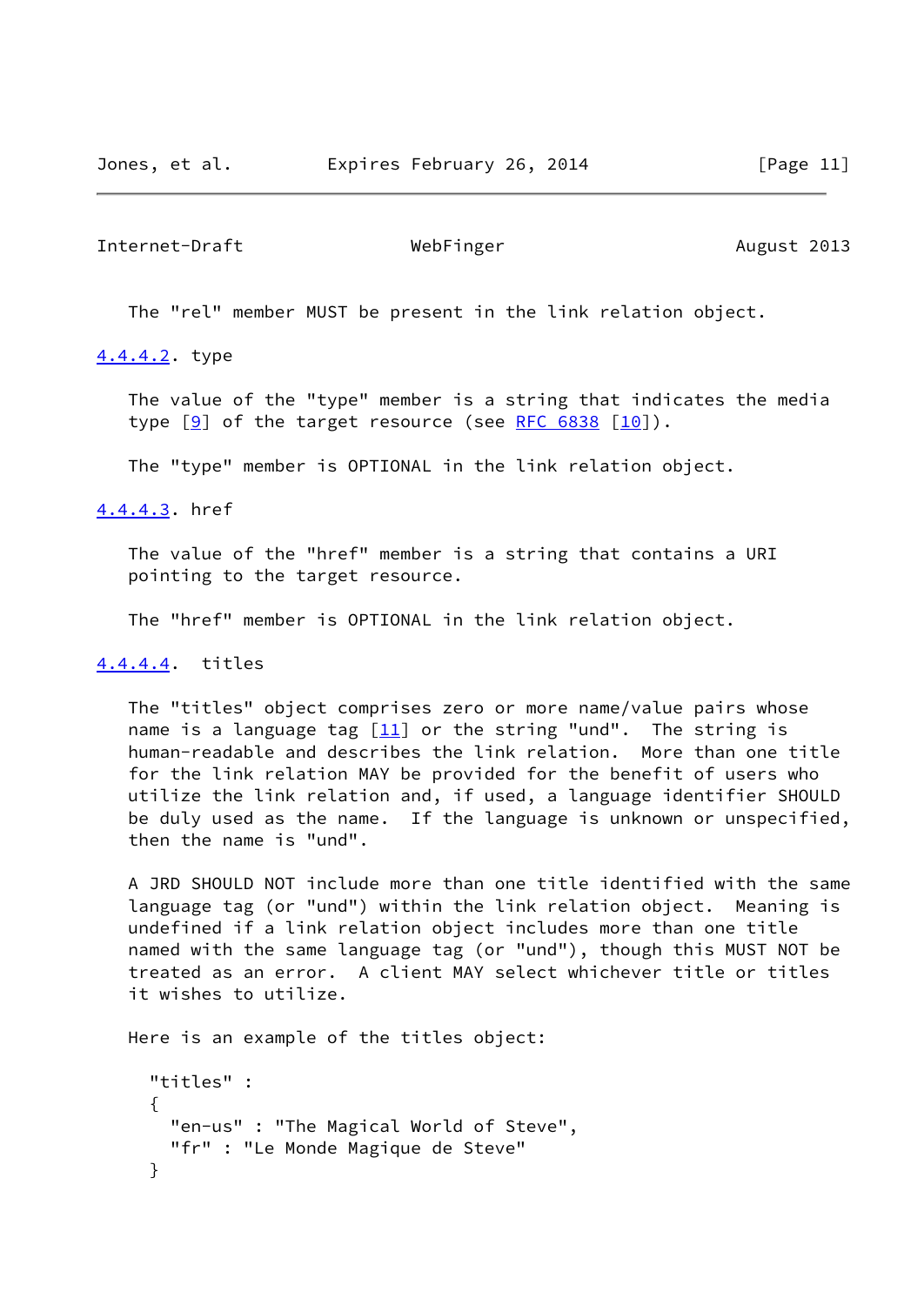The "rel" member MUST be present in the link relation object.

#### 4.4.4.2. type

The value of the "type" member is a string that indicates the media type [9] of the target resource (see RFC 6838 [10]).

The "type" member is OPTIONAL in the link relation object.

#### 4.4.4.3. href

The value of the "href" member is a string that contains a URI pointing to the target resource.

The "href" member is OPTIONAL in the link relation object.

#### 4.4.4.4. titles

The "titles" object comprises zero or more name/value pairs whose name is a language tag [11] or the string "und". The string is human-readable and describes the link relation. More than one title for the link relation MAY be provided for the benefit of users who utilize the link relation and, if used, a language identifier SHOULD be duly used as the name. If the language is unknown or unspecified, then the name is "und".

A JRD SHOULD NOT include more than one title identified with the same language tag (or "und") within the link relation object. Meaning is undefined if a link relation object includes more than one title named with the same language tag (or "und"), though this MUST NOT be treated as an error. A client MAY select whichever title or titles it wishes to utilize.

Here is an example of the titles object:

```
"titles" :
{
  "en-us" : "The Magical World of Steve",
  "fr" : "Le Monde Magique de Steve"
}
```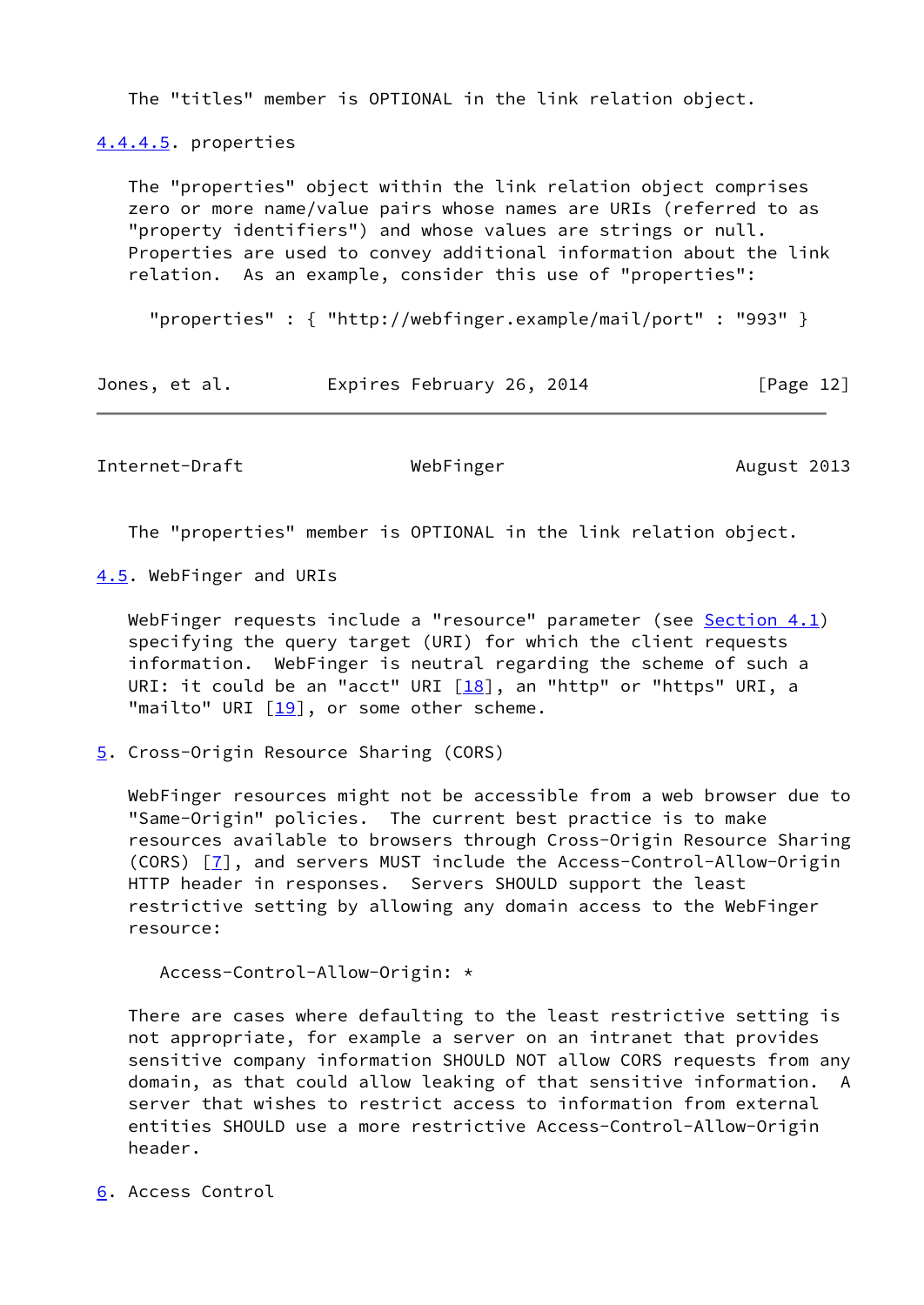The "titles" member is OPTIONAL in the link relation object.

#### 4.4.4.5. properties

The "properties" object within the link relation object comprises zero or more name/value pairs whose names are URIs (referred to as "property identifiers") and whose values are strings or null. Properties are used to convey additional information about the link relation. As an example, consider this use of "properties":

```
"properties" : { "http://webfinger.example/mail/port" : "993" }
```

The "properties" member is OPTIONAL in the link relation object.

### 4.5. WebFinger and URIs

WebFinger requests include a "resource" parameter (see Section 4.1) specifying the query target (URI) for which the client requests information. WebFinger is neutral regarding the scheme of such a URI: it could be an "acct" URI [18], an "http" or "https" URI, a "mailto" URI [19], or some other scheme.

## 5. Cross-Origin Resource Sharing (CORS)

WebFinger resources might not be accessible from a web browser due to "Same-Origin" policies. The current best practice is to make resources available to browsers through Cross-Origin Resource Sharing (CORS) [7], and servers MUST include the Access-Control-Allow-Origin HTTP header in responses. Servers SHOULD support the least restrictive setting by allowing any domain access to the WebFinger resource:

```
Access-Control-Allow-Origin: *
```

There are cases where defaulting to the least restrictive setting is not appropriate, for example a server on an intranet that provides sensitive company information SHOULD NOT allow CORS requests from any domain, as that could allow leaking of that sensitive information. A server that wishes to restrict access to information from external entities SHOULD use a more restrictive Access-Control-Allow-Origin header.

## 6. Access Control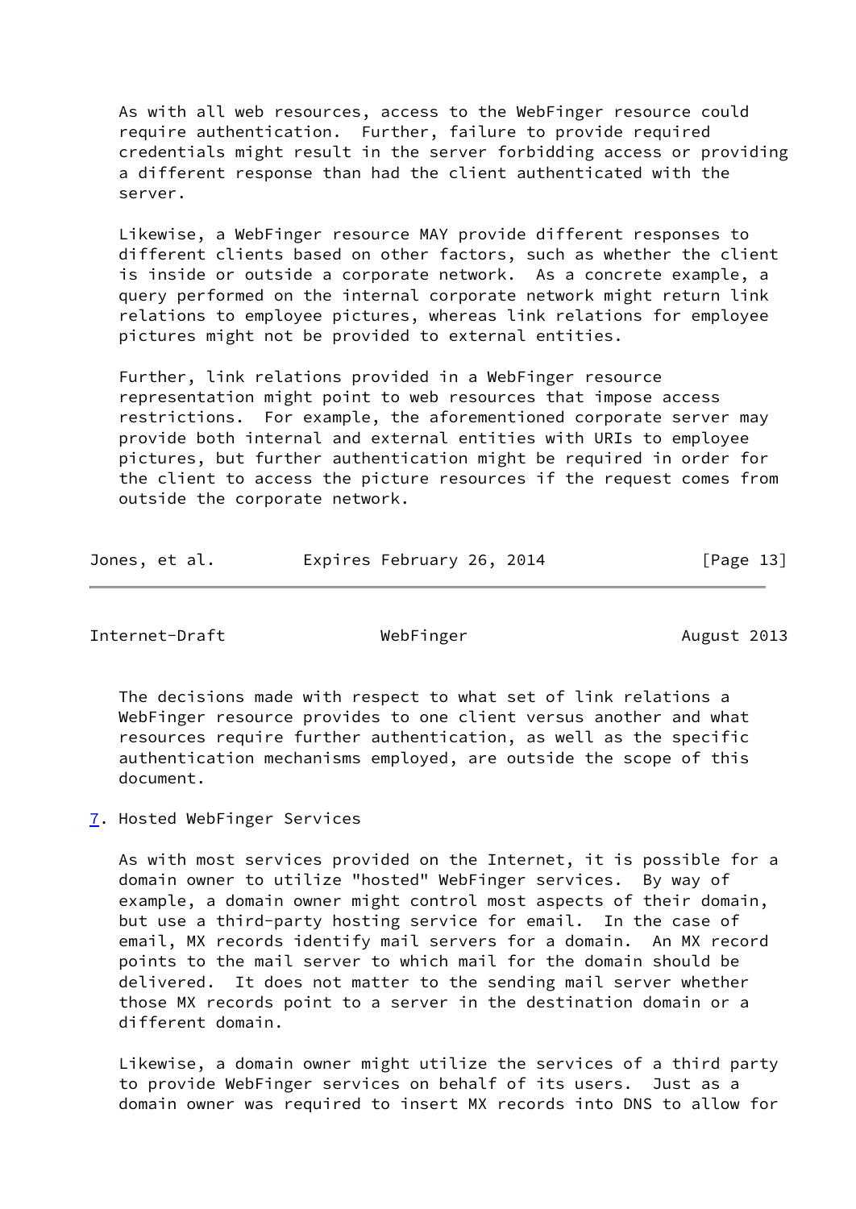As with all web resources, access to the WebFinger resource could require authentication. Further, failure to provide required credentials might result in the server forbidding access or providing a different response than had the client authenticated with the server.

Likewise, a WebFinger resource MAY provide different responses to different clients based on other factors, such as whether the client is inside or outside a corporate network. As a concrete example, a query performed on the internal corporate network might return link relations to employee pictures, whereas link relations for employee pictures might not be provided to external entities.

Further, link relations provided in a WebFinger resource representation might point to web resources that impose access restrictions. For example, the aforementioned corporate server may provide both internal and external entities with URIs to employee pictures, but further authentication might be required in order for the client to access the picture resources if the request comes from outside the corporate network.

The decisions made with respect to what set of link relations a WebFinger resource provides to one client versus another and what resources require further authentication, as well as the specific authentication mechanisms employed, are outside the scope of this document.

## 7. Hosted WebFinger Services

As with most services provided on the Internet, it is possible for a domain owner to utilize "hosted" WebFinger services. By way of example, a domain owner might control most aspects of their domain, but use a third-party hosting service for email. In the case of email, MX records identify mail servers for a domain. An MX record points to the mail server to which mail for the domain should be delivered. It does not matter to the sending mail server whether those MX records point to a server in the destination domain or a different domain.

Likewise, a domain owner might utilize the services of a third party to provide WebFinger services on behalf of its users. Just as a domain owner was required to insert MX records into DNS to allow for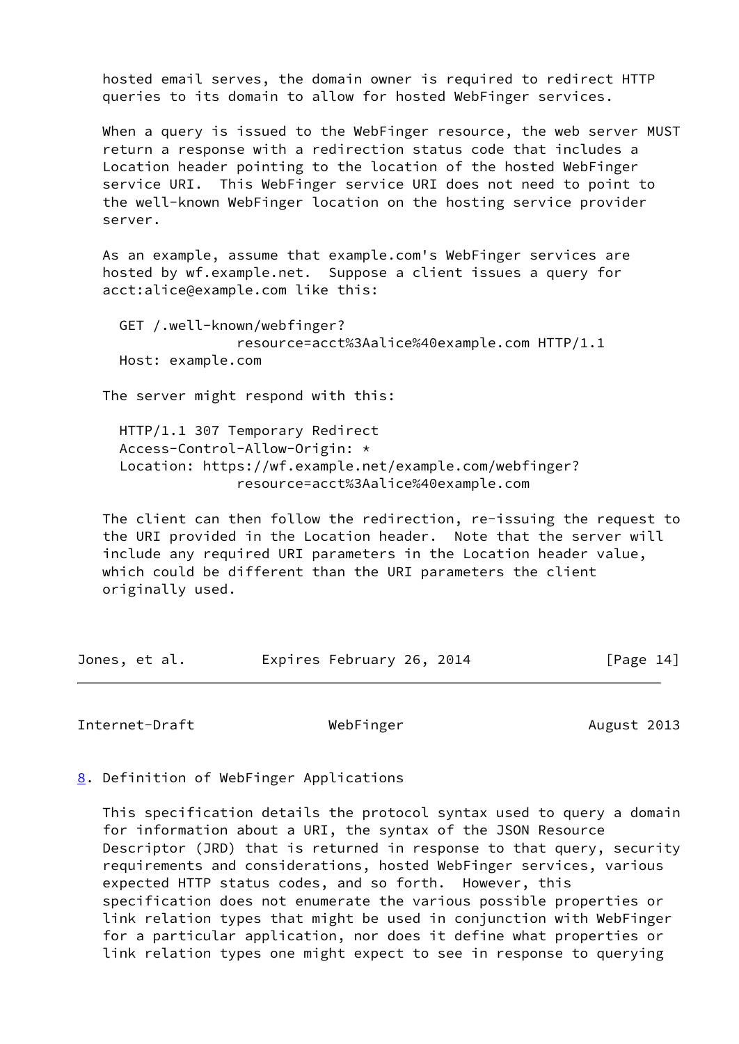hosted email serves, the domain owner is required to redirect HTTP queries to its domain to allow for hosted WebFinger services.

When a query is issued to the WebFinger resource, the web server MUST return a response with a redirection status code that includes a Location header pointing to the location of the hosted WebFinger service URI. This WebFinger service URI does not need to point to the well-known WebFinger location on the hosting service provider server.

As an example, assume that example.com's WebFinger services are hosted by wf.example.net. Suppose a client issues a query for acct:alice@example.com like this:

```
GET /.well-known/webfinger?
              resource=acct%3Aalice%40example.com HTTP/1.1
Host: example.com
```

The server might respond with this:

```
HTTP/1.1 307 Temporary Redirect
Access-Control-Allow-Origin: *
Location: https://wf.example.net/example.com/webfinger?
              resource=acct%3Aalice%40example.com
```

The client can then follow the redirection, re-issuing the request to the URI provided in the Location header. Note that the server will include any required URI parameters in the Location header value, which could be different than the URI parameters the client originally used.

## 8. Definition of WebFinger Applications

This specification details the protocol syntax used to query a domain for information about a URI, the syntax of the JSON Resource Descriptor (JRD) that is returned in response to that query, security requirements and considerations, hosted WebFinger services, various expected HTTP status codes, and so forth. However, this specification does not enumerate the various possible properties or link relation types that might be used in conjunction with WebFinger for a particular application, nor does it define what properties or link relation types one might expect to see in response to querying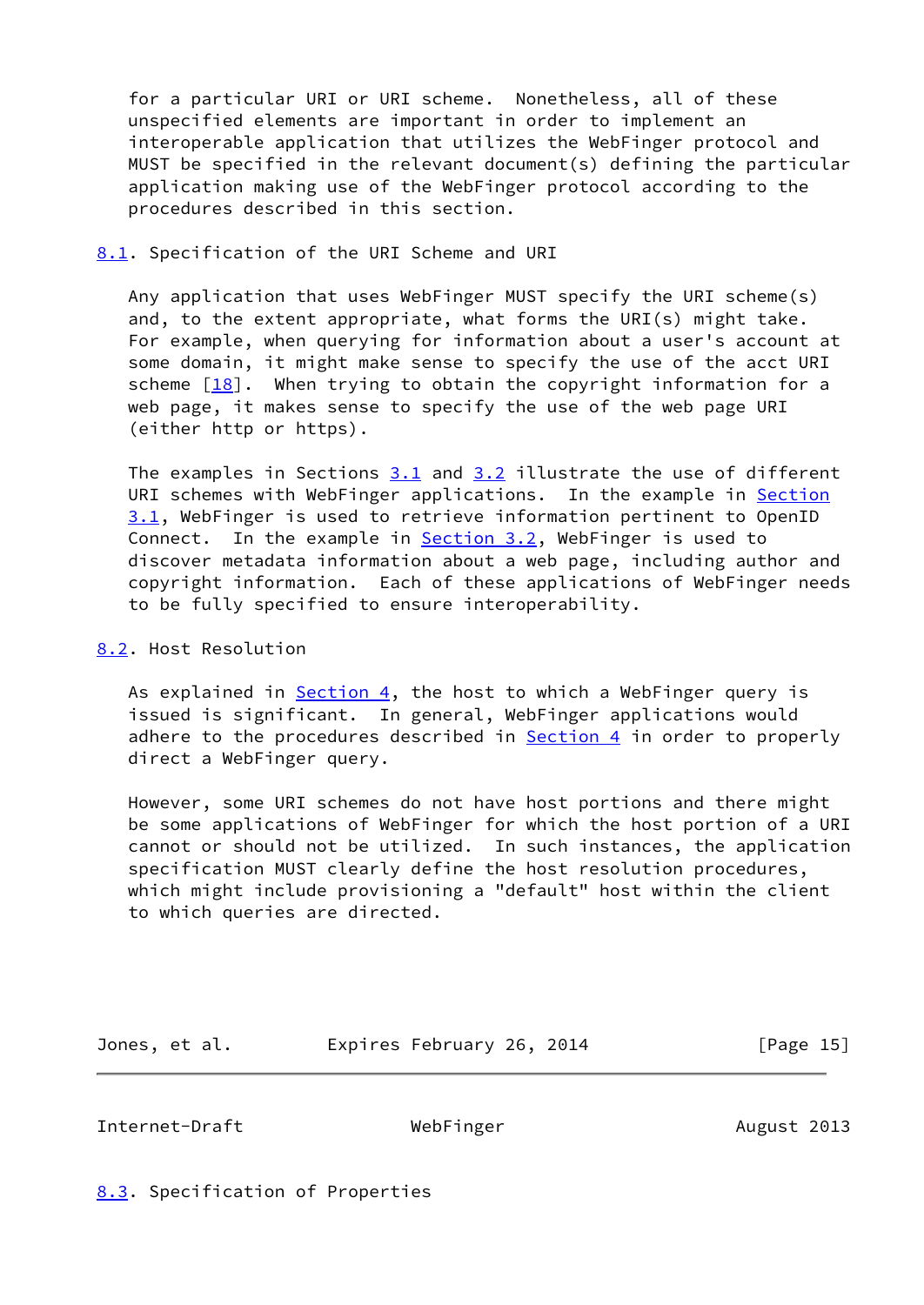for a particular URI or URI scheme. Nonetheless, all of these unspecified elements are important in order to implement an interoperable application that utilizes the WebFinger protocol and MUST be specified in the relevant document(s) defining the particular application making use of the WebFinger protocol according to the procedures described in this section.

## 8.1. Specification of the URI Scheme and URI

Any application that uses WebFinger MUST specify the URI scheme(s) and, to the extent appropriate, what forms the URI(s) might take. For example, when querying for information about a user's account at some domain, it might make sense to specify the use of the acct URI scheme [18]. When trying to obtain the copyright information for a web page, it makes sense to specify the use of the web page URI (either http or https).

The examples in Sections 3.1 and 3.2 illustrate the use of different URI schemes with WebFinger applications. In the example in Section 3.1, WebFinger is used to retrieve information pertinent to OpenID Connect. In the example in Section 3.2, WebFinger is used to discover metadata information about a web page, including author and copyright information. Each of these applications of WebFinger needs to be fully specified to ensure interoperability.

## 8.2. Host Resolution

As explained in Section 4, the host to which a WebFinger query is issued is significant. In general, WebFinger applications would adhere to the procedures described in Section 4 in order to properly direct a WebFinger query.

However, some URI schemes do not have host portions and there might be some applications of WebFinger for which the host portion of a URI cannot or should not be utilized. In such instances, the application specification MUST clearly define the host resolution procedures, which might include provisioning a "default" host within the client to which queries are directed.

## 8.3. Specification of Properties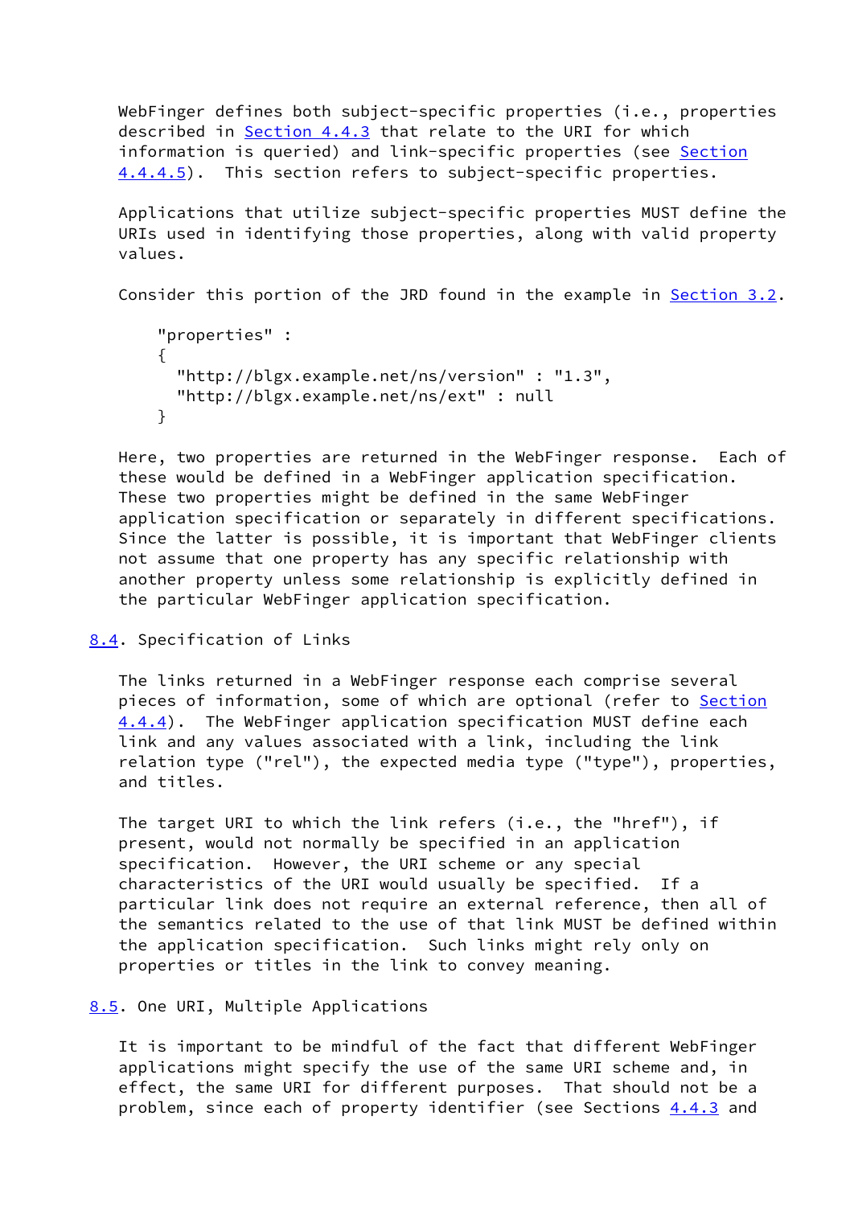WebFinger defines both subject-specific properties (i.e., properties described in Section 4.4.3 that relate to the URI for which information is queried) and link-specific properties (see Section 4.4.4.5). This section refers to subject-specific properties.

Applications that utilize subject-specific properties MUST define the URIs used in identifying those properties, along with valid property values.

Consider this portion of the JRD found in the example in Section 3.2.

```
"properties" :
{
  "http://blgx.example.net/ns/version" : "1.3",
  "http://blgx.example.net/ns/ext" : null
}
```

Here, two properties are returned in the WebFinger response. Each of these would be defined in a WebFinger application specification. These two properties might be defined in the same WebFinger application specification or separately in different specifications. Since the latter is possible, it is important that WebFinger clients not assume that one property has any specific relationship with another property unless some relationship is explicitly defined in the particular WebFinger application specification.

## 8.4. Specification of Links

The links returned in a WebFinger response each comprise several pieces of information, some of which are optional (refer to Section 4.4.4). The WebFinger application specification MUST define each link and any values associated with a link, including the link relation type ("rel"), the expected media type ("type"), properties, and titles.

The target URI to which the link refers (i.e., the "href"), if present, would not normally be specified in an application specification. However, the URI scheme or any special characteristics of the URI would usually be specified. If a particular link does not require an external reference, then all of the semantics related to the use of that link MUST be defined within the application specification. Such links might rely only on properties or titles in the link to convey meaning.

## 8.5. One URI, Multiple Applications

It is important to be mindful of the fact that different WebFinger applications might specify the use of the same URI scheme and, in effect, the same URI for different purposes. That should not be a problem, since each of property identifier (see Sections 4.4.3 and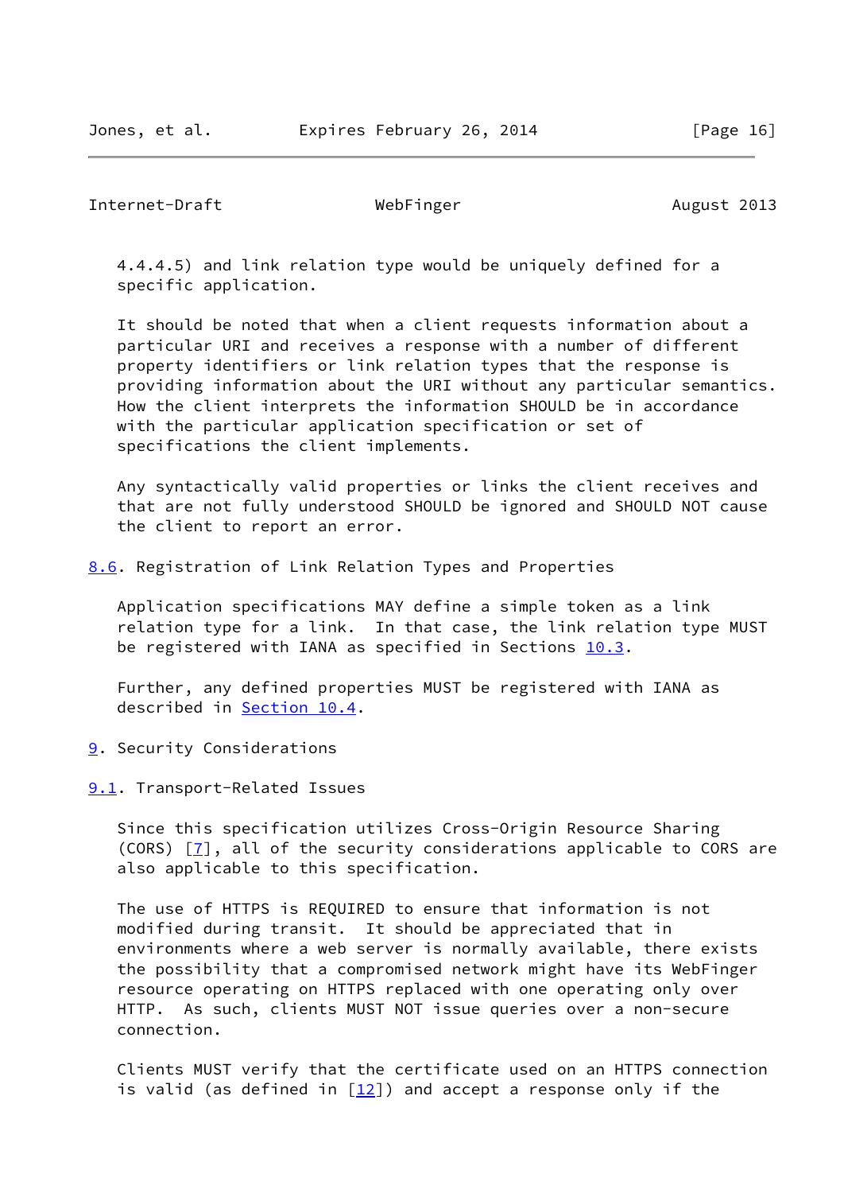4.4.4.5) and link relation type would be uniquely defined for a specific application.

It should be noted that when a client requests information about a particular URI and receives a response with a number of different property identifiers or link relation types that the response is providing information about the URI without any particular semantics. How the client interprets the information SHOULD be in accordance with the particular application specification or set of specifications the client implements.

Any syntactically valid properties or links the client receives and that are not fully understood SHOULD be ignored and SHOULD NOT cause the client to report an error.

### 8.6. Registration of Link Relation Types and Properties

Application specifications MAY define a simple token as a link relation type for a link. In that case, the link relation type MUST be registered with IANA as specified in Sections 10.3.

Further, any defined properties MUST be registered with IANA as described in Section 10.4.

## 9. Security Considerations

### 9.1. Transport-Related Issues

Since this specification utilizes Cross-Origin Resource Sharing (CORS) [7], all of the security considerations applicable to CORS are also applicable to this specification.

The use of HTTPS is REQUIRED to ensure that information is not modified during transit. It should be appreciated that in environments where a web server is normally available, there exists the possibility that a compromised network might have its WebFinger resource operating on HTTPS replaced with one operating only over HTTP. As such, clients MUST NOT issue queries over a non-secure connection.

Clients MUST verify that the certificate used on an HTTPS connection is valid (as defined in [12]) and accept a response only if the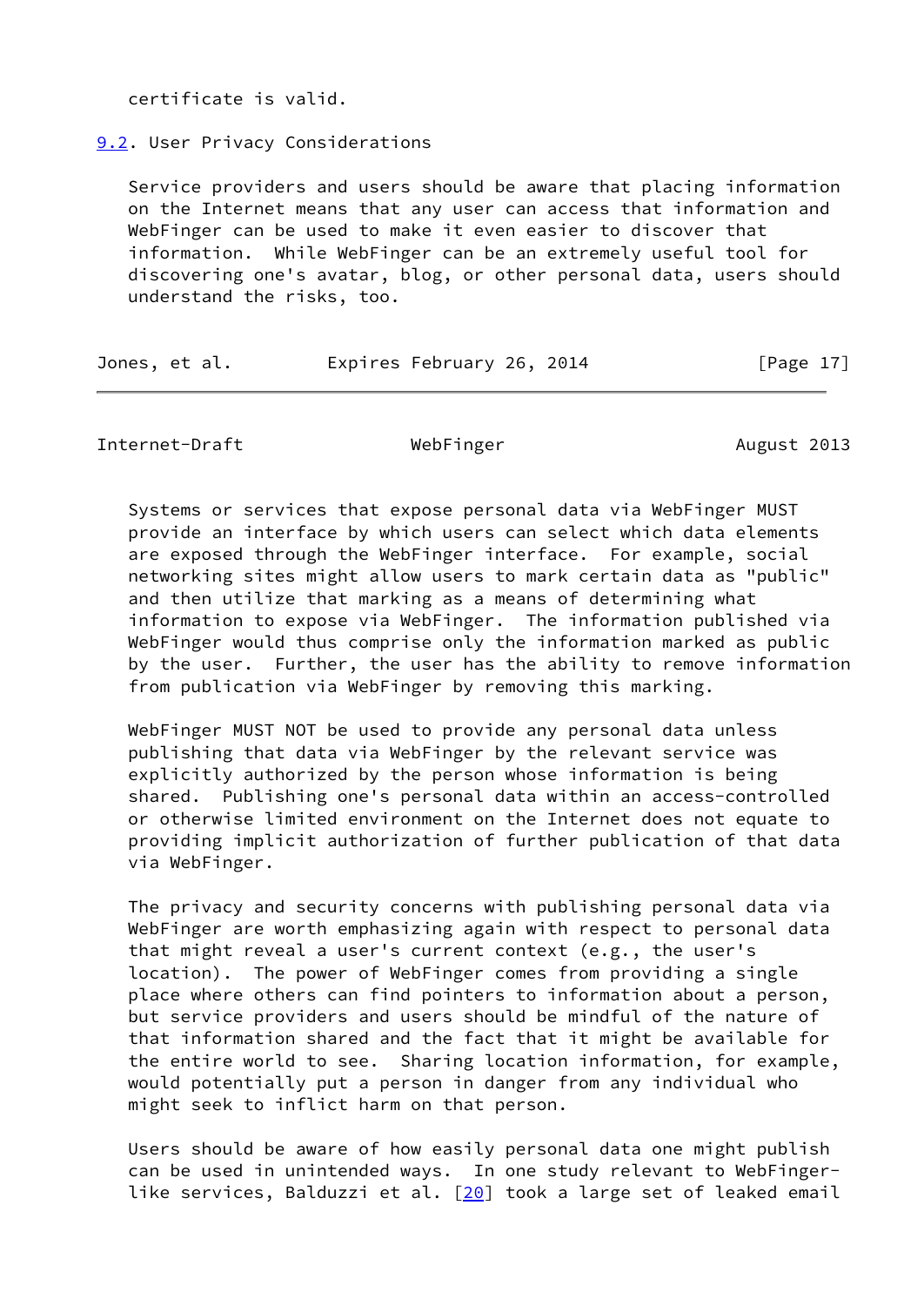certificate is valid.

## 9.2. User Privacy Considerations

Service providers and users should be aware that placing information on the Internet means that any user can access that information and WebFinger can be used to make it even easier to discover that information. While WebFinger can be an extremely useful tool for discovering one's avatar, blog, or other personal data, users should understand the risks, too.

Systems or services that expose personal data via WebFinger MUST provide an interface by which users can select which data elements are exposed through the WebFinger interface. For example, social networking sites might allow users to mark certain data as "public" and then utilize that marking as a means of determining what information to expose via WebFinger. The information published via WebFinger would thus comprise only the information marked as public by the user. Further, the user has the ability to remove information from publication via WebFinger by removing this marking.

WebFinger MUST NOT be used to provide any personal data unless publishing that data via WebFinger by the relevant service was explicitly authorized by the person whose information is being shared. Publishing one's personal data within an access-controlled or otherwise limited environment on the Internet does not equate to providing implicit authorization of further publication of that data via WebFinger.

The privacy and security concerns with publishing personal data via WebFinger are worth emphasizing again with respect to personal data that might reveal a user's current context (e.g., the user's location). The power of WebFinger comes from providing a single place where others can find pointers to information about a person, but service providers and users should be mindful of the nature of that information shared and the fact that it might be available for the entire world to see. Sharing location information, for example, would potentially put a person in danger from any individual who might seek to inflict harm on that person.

Users should be aware of how easily personal data one might publish can be used in unintended ways. In one study relevant to WebFinger-like services, Balduzzi et al. [20] took a large set of leaked email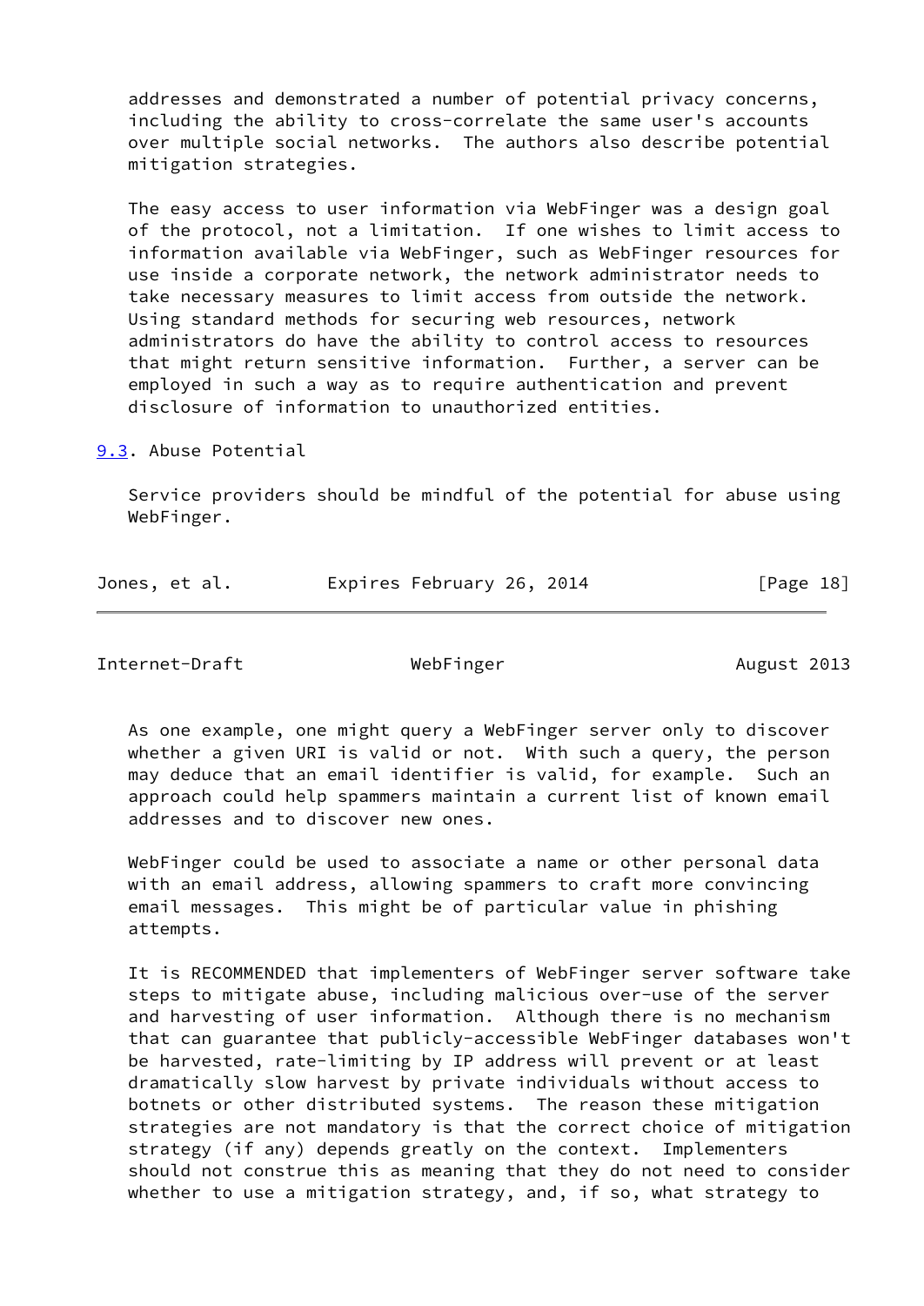addresses and demonstrated a number of potential privacy concerns, including the ability to cross-correlate the same user's accounts over multiple social networks. The authors also describe potential mitigation strategies.

The easy access to user information via WebFinger was a design goal of the protocol, not a limitation. If one wishes to limit access to information available via WebFinger, such as WebFinger resources for use inside a corporate network, the network administrator needs to take necessary measures to limit access from outside the network. Using standard methods for securing web resources, network administrators do have the ability to control access to resources that might return sensitive information. Further, a server can be employed in such a way as to require authentication and prevent disclosure of information to unauthorized entities.

### 9.3. Abuse Potential

Service providers should be mindful of the potential for abuse using WebFinger.

As one example, one might query a WebFinger server only to discover whether a given URI is valid or not. With such a query, the person may deduce that an email identifier is valid, for example. Such an approach could help spammers maintain a current list of known email addresses and to discover new ones.

WebFinger could be used to associate a name or other personal data with an email address, allowing spammers to craft more convincing email messages. This might be of particular value in phishing attempts.

It is RECOMMENDED that implementers of WebFinger server software take steps to mitigate abuse, including malicious over-use of the server and harvesting of user information. Although there is no mechanism that can guarantee that publicly-accessible WebFinger databases won't be harvested, rate-limiting by IP address will prevent or at least dramatically slow harvest by private individuals without access to botnets or other distributed systems. The reason these mitigation strategies are not mandatory is that the correct choice of mitigation strategy (if any) depends greatly on the context. Implementers should not construe this as meaning that they do not need to consider whether to use a mitigation strategy, and, if so, what strategy to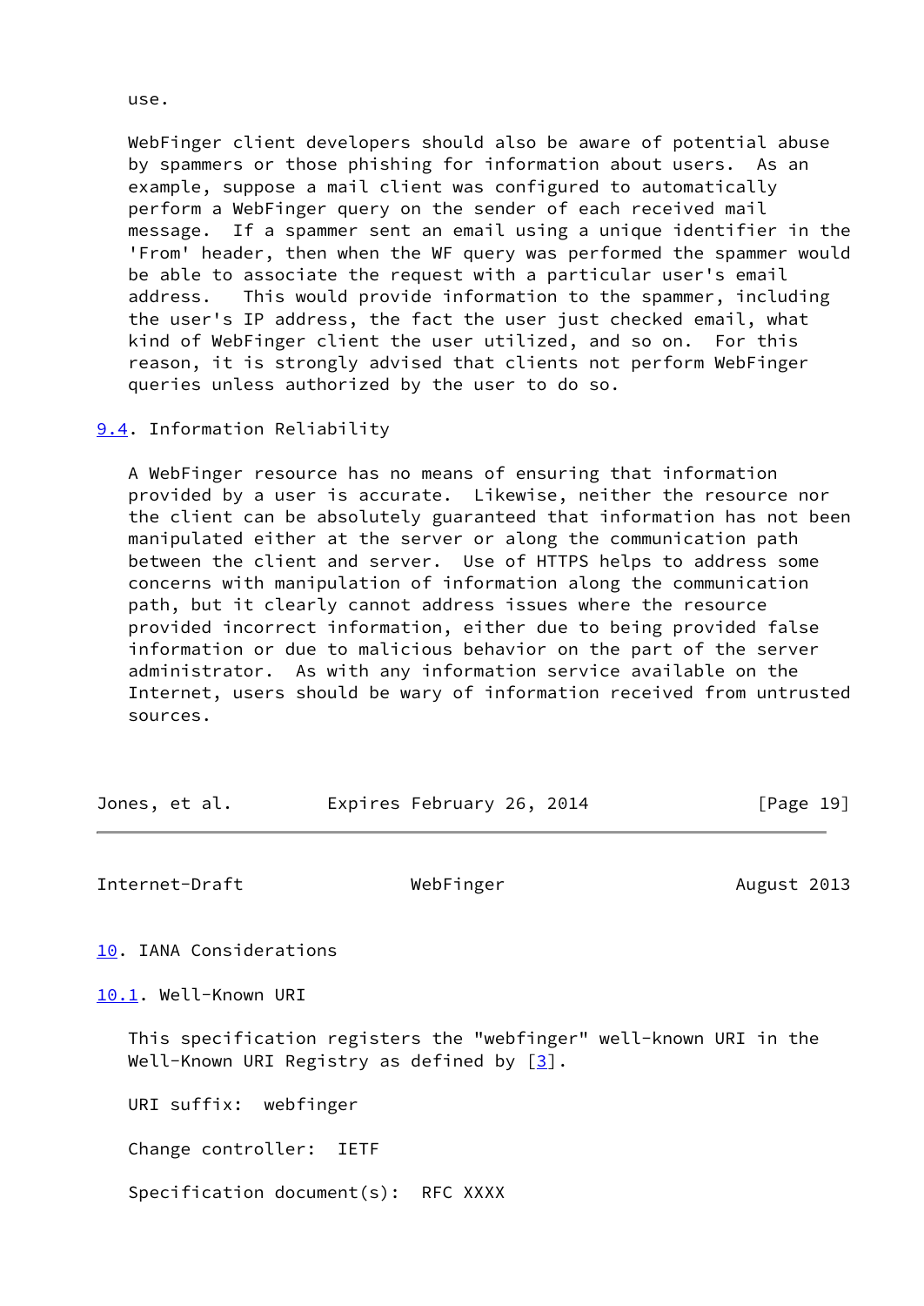use.

WebFinger client developers should also be aware of potential abuse by spammers or those phishing for information about users. As an example, suppose a mail client was configured to automatically perform a WebFinger query on the sender of each received mail message. If a spammer sent an email using a unique identifier in the 'From' header, then when the WF query was performed the spammer would be able to associate the request with a particular user's email address. This would provide information to the spammer, including the user's IP address, the fact the user just checked email, what kind of WebFinger client the user utilized, and so on. For this reason, it is strongly advised that clients not perform WebFinger queries unless authorized by the user to do so.

### 9.4. Information Reliability

A WebFinger resource has no means of ensuring that information provided by a user is accurate. Likewise, neither the resource nor the client can be absolutely guaranteed that information has not been manipulated either at the server or along the communication path between the client and server. Use of HTTPS helps to address some concerns with manipulation of information along the communication path, but it clearly cannot address issues where the resource provided incorrect information, either due to being provided false information or due to malicious behavior on the part of the server administrator. As with any information service available on the Internet, users should be wary of information received from untrusted sources.

## 10. IANA Considerations

### 10.1. Well-Known URI

This specification registers the "webfinger" well-known URI in the Well-Known URI Registry as defined by [3].

URI suffix: webfinger

Change controller: IETF

Specification document(s): RFC XXXX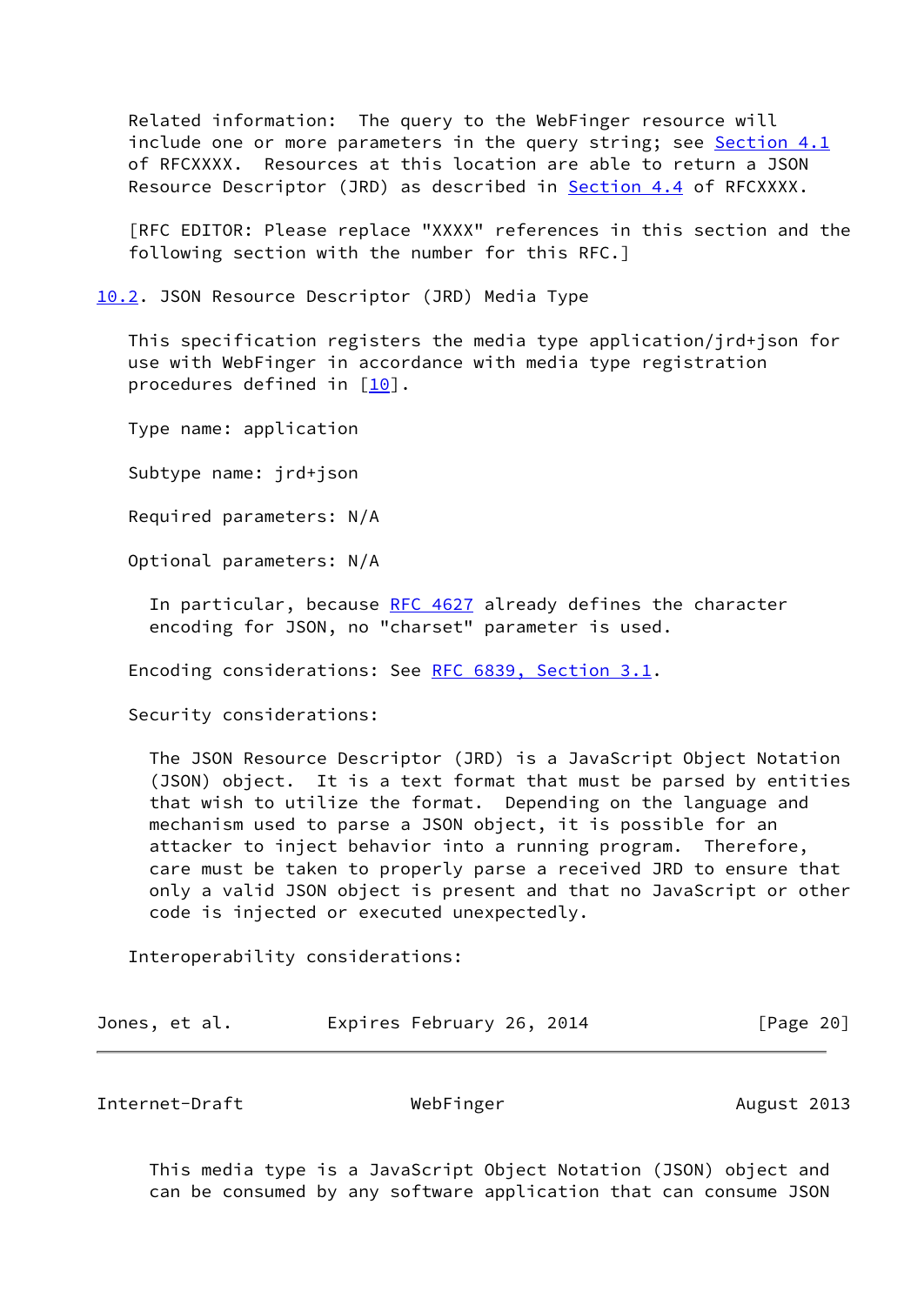Related information: The query to the WebFinger resource will include one or more parameters in the query string; see Section 4.1 of RFCXXXX. Resources at this location are able to return a JSON Resource Descriptor (JRD) as described in Section 4.4 of RFCXXXX.

[RFC EDITOR: Please replace "XXXX" references in this section and the following section with the number for this RFC.]

## 10.2. JSON Resource Descriptor (JRD) Media Type

This specification registers the media type application/jrd+json for use with WebFinger in accordance with media type registration procedures defined in [10].

Type name: application

Subtype name: jrd+json

Required parameters: N/A

Optional parameters: N/A

> In particular, because RFC 4627 already defines the character encoding for JSON, no "charset" parameter is used.

Encoding considerations: See RFC 6839, Section 3.1.

Security considerations:

> The JSON Resource Descriptor (JRD) is a JavaScript Object Notation (JSON) object. It is a text format that must be parsed by entities that wish to utilize the format. Depending on the language and mechanism used to parse a JSON object, it is possible for an attacker to inject behavior into a running program. Therefore, care must be taken to properly parse a received JRD to ensure that only a valid JSON object is present and that no JavaScript or other code is injected or executed unexpectedly.

Interoperability considerations:

> This media type is a JavaScript Object Notation (JSON) object and can be consumed by any software application that can consume JSON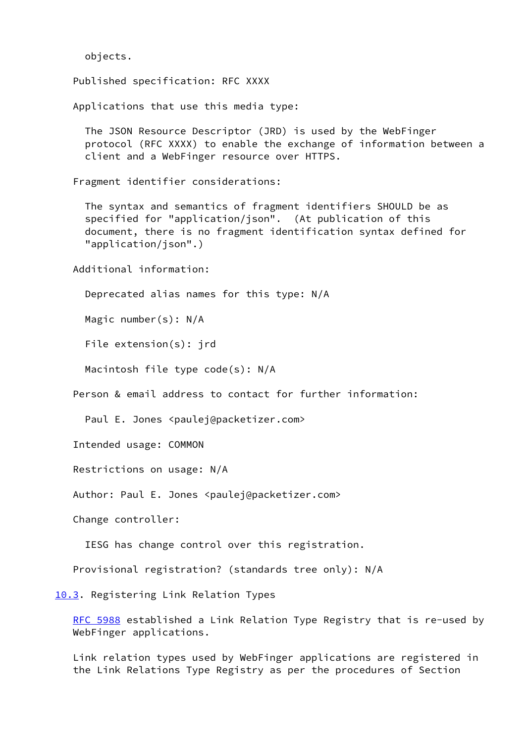objects.

Published specification: RFC XXXX

Applications that use this media type:

The JSON Resource Descriptor (JRD) is used by the WebFinger protocol (RFC XXXX) to enable the exchange of information between a client and a WebFinger resource over HTTPS.

Fragment identifier considerations:

The syntax and semantics of fragment identifiers SHOULD be as specified for "application/json". (At publication of this document, there is no fragment identification syntax defined for "application/json".)

Additional information:

Deprecated alias names for this type: N/A

Magic number(s): N/A

File extension(s): jrd

Macintosh file type code(s): N/A

Person & email address to contact for further information:

Paul E. Jones <paulej@packetizer.com>

Intended usage: COMMON

Restrictions on usage: N/A

Author: Paul E. Jones <paulej@packetizer.com>

Change controller:

IESG has change control over this registration.

Provisional registration? (standards tree only): N/A

### 10.3. Registering Link Relation Types

RFC 5988 established a Link Relation Type Registry that is re-used by WebFinger applications.

Link relation types used by WebFinger applications are registered in the Link Relations Type Registry as per the procedures of Section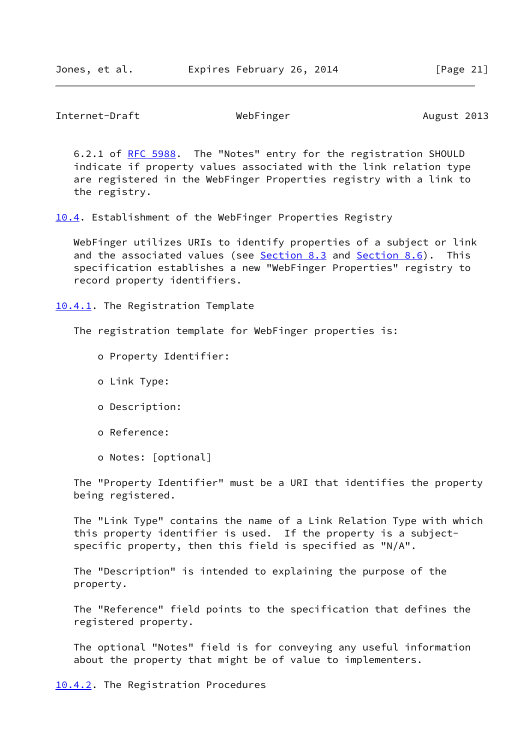6.2.1 of RFC 5988. The "Notes" entry for the registration SHOULD indicate if property values associated with the link relation type are registered in the WebFinger Properties registry with a link to the registry.

### 10.4. Establishment of the WebFinger Properties Registry

WebFinger utilizes URIs to identify properties of a subject or link and the associated values (see Section 8.3 and Section 8.6). This specification establishes a new "WebFinger Properties" registry to record property identifiers.

#### 10.4.1. The Registration Template

The registration template for WebFinger properties is:

- Property Identifier:
- Link Type:
- Description:
- Reference:
- Notes: [optional]

The "Property Identifier" must be a URI that identifies the property being registered.

The "Link Type" contains the name of a Link Relation Type with which this property identifier is used. If the property is a subject-specific property, then this field is specified as "N/A".

The "Description" is intended to explaining the purpose of the property.

The "Reference" field points to the specification that defines the registered property.

The optional "Notes" field is for conveying any useful information about the property that might be of value to implementers.

#### 10.4.2. The Registration Procedures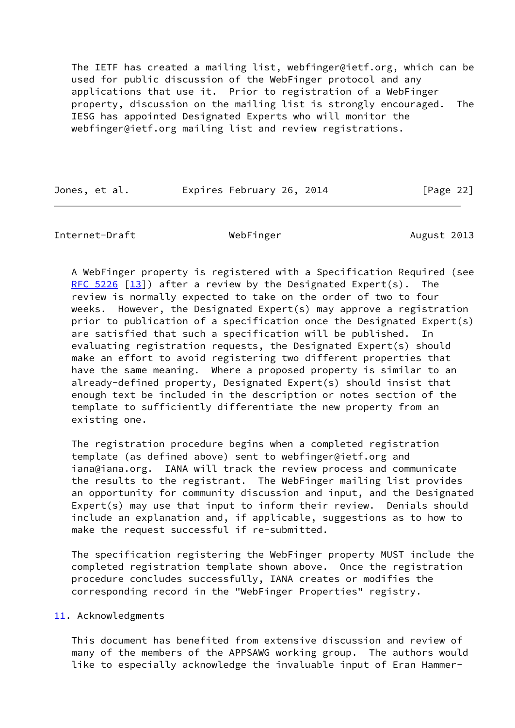The IETF has created a mailing list, webfinger@ietf.org, which can be used for public discussion of the WebFinger protocol and any applications that use it. Prior to registration of a WebFinger property, discussion on the mailing list is strongly encouraged. The IESG has appointed Designated Experts who will monitor the webfinger@ietf.org mailing list and review registrations.

A WebFinger property is registered with a Specification Required (see RFC 5226 [13]) after a review by the Designated Expert(s). The review is normally expected to take on the order of two to four weeks. However, the Designated Expert(s) may approve a registration prior to publication of a specification once the Designated Expert(s) are satisfied that such a specification will be published. In evaluating registration requests, the Designated Expert(s) should make an effort to avoid registering two different properties that have the same meaning. Where a proposed property is similar to an already-defined property, Designated Expert(s) should insist that enough text be included in the description or notes section of the template to sufficiently differentiate the new property from an existing one.

The registration procedure begins when a completed registration template (as defined above) sent to webfinger@ietf.org and iana@iana.org. IANA will track the review process and communicate the results to the registrant. The WebFinger mailing list provides an opportunity for community discussion and input, and the Designated Expert(s) may use that input to inform their review. Denials should include an explanation and, if applicable, suggestions as to how to make the request successful if re-submitted.

The specification registering the WebFinger property MUST include the completed registration template shown above. Once the registration procedure concludes successfully, IANA creates or modifies the corresponding record in the "WebFinger Properties" registry.

## 11. Acknowledgments

This document has benefited from extensive discussion and review of many of the members of the APPSAWG working group. The authors would like to especially acknowledge the invaluable input of Eran Hammer-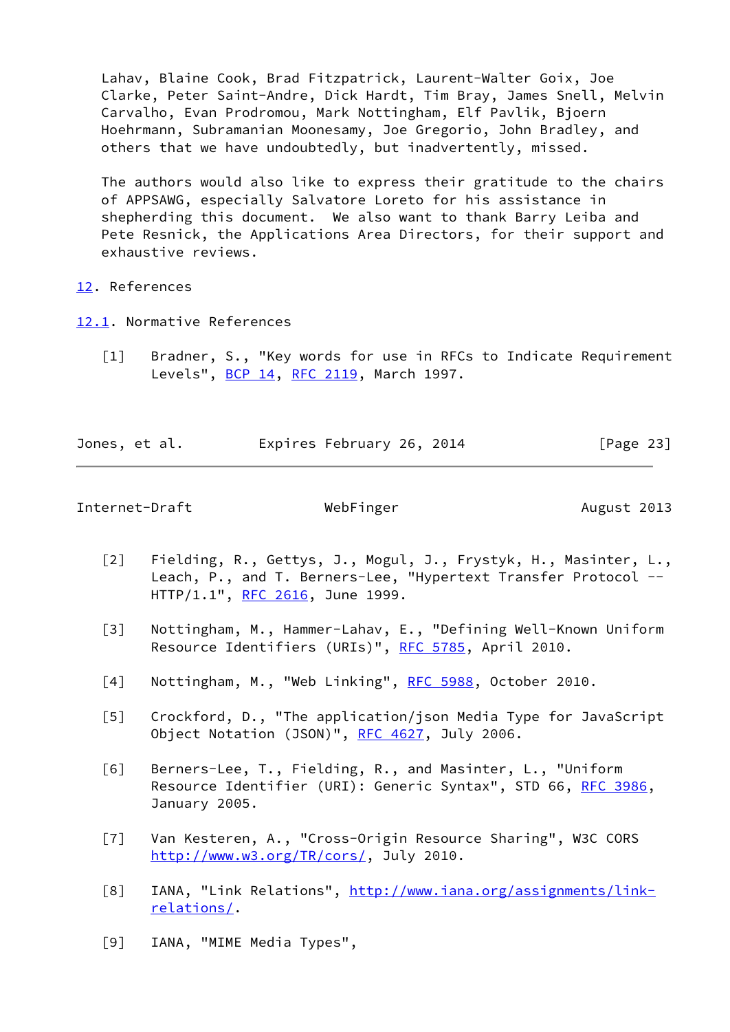Lahav, Blaine Cook, Brad Fitzpatrick, Laurent-Walter Goix, Joe Clarke, Peter Saint-Andre, Dick Hardt, Tim Bray, James Snell, Melvin Carvalho, Evan Prodromou, Mark Nottingham, Elf Pavlik, Bjoern Hoehrmann, Subramanian Moonesamy, Joe Gregorio, John Bradley, and others that we have undoubtedly, but inadvertently, missed.

The authors would also like to express their gratitude to the chairs of APPSAWG, especially Salvatore Loreto for his assistance in shepherding this document. We also want to thank Barry Leiba and Pete Resnick, the Applications Area Directors, for their support and exhaustive reviews.

## 12. References

### 12.1. Normative References

[1] Bradner, S., "Key words for use in RFCs to Indicate Requirement Levels", BCP 14, RFC 2119, March 1997.

[2] Fielding, R., Gettys, J., Mogul, J., Frystyk, H., Masinter, L., Leach, P., and T. Berners-Lee, "Hypertext Transfer Protocol -- HTTP/1.1", RFC 2616, June 1999.

[3] Nottingham, M., Hammer-Lahav, E., "Defining Well-Known Uniform Resource Identifiers (URIs)", RFC 5785, April 2010.

[4] Nottingham, M., "Web Linking", RFC 5988, October 2010.

[5] Crockford, D., "The application/json Media Type for JavaScript Object Notation (JSON)", RFC 4627, July 2006.

[6] Berners-Lee, T., Fielding, R., and Masinter, L., "Uniform Resource Identifier (URI): Generic Syntax", STD 66, RFC 3986, January 2005.

[7] Van Kesteren, A., "Cross-Origin Resource Sharing", W3C CORS http://www.w3.org/TR/cors/, July 2010.

[8] IANA, "Link Relations", http://www.iana.org/assignments/link-relations/.

[9] IANA, "MIME Media Types",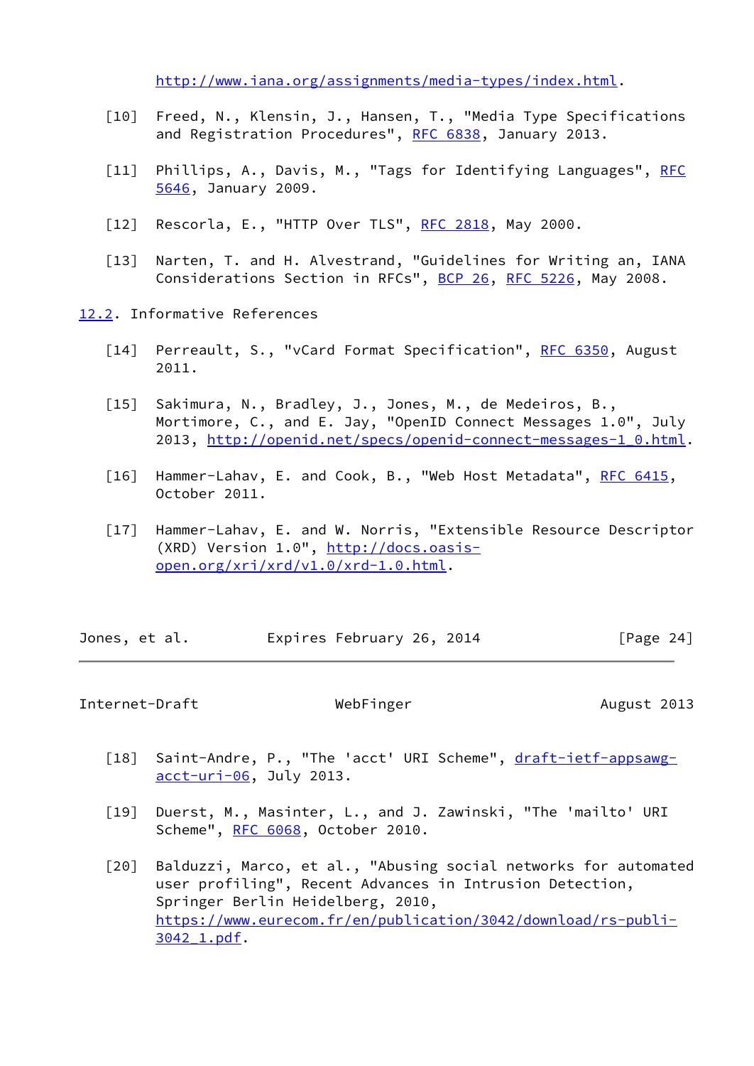http://www.iana.org/assignments/media-types/index.html.

[10] Freed, N., Klensin, J., Hansen, T., "Media Type Specifications and Registration Procedures", RFC 6838, January 2013.

[11] Phillips, A., Davis, M., "Tags for Identifying Languages", RFC 5646, January 2009.

[12] Rescorla, E., "HTTP Over TLS", RFC 2818, May 2000.

[13] Narten, T. and H. Alvestrand, "Guidelines for Writing an, IANA Considerations Section in RFCs", BCP 26, RFC 5226, May 2008.

## 12.2. Informative References

[14] Perreault, S., "vCard Format Specification", RFC 6350, August 2011.

[15] Sakimura, N., Bradley, J., Jones, M., de Medeiros, B., Mortimore, C., and E. Jay, "OpenID Connect Messages 1.0", July 2013, http://openid.net/specs/openid-connect-messages-1_0.html.

[16] Hammer-Lahav, E. and Cook, B., "Web Host Metadata", RFC 6415, October 2011.

[17] Hammer-Lahav, E. and W. Norris, "Extensible Resource Descriptor (XRD) Version 1.0", http://docs.oasis-open.org/xri/xrd/v1.0/xrd-1.0.html.

[18] Saint-Andre, P., "The 'acct' URI Scheme", draft-ietf-appsawg-acct-uri-06, July 2013.

[19] Duerst, M., Masinter, L., and J. Zawinski, "The 'mailto' URI Scheme", RFC 6068, October 2010.

[20] Balduzzi, Marco, et al., "Abusing social networks for automated user profiling", Recent Advances in Intrusion Detection, Springer Berlin Heidelberg, 2010, https://www.eurecom.fr/en/publication/3042/download/rs-publi-3042_1.pdf.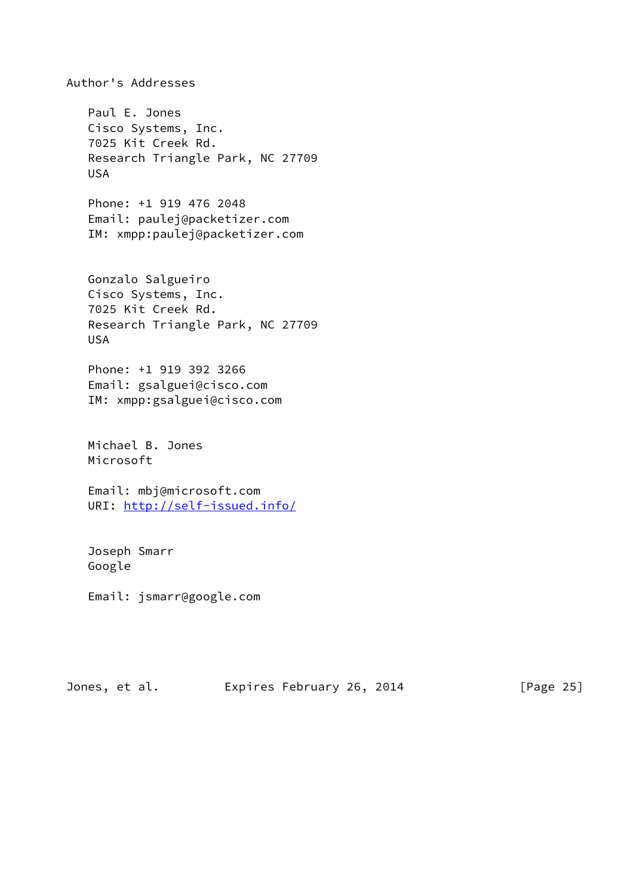# Author's Addresses

Paul E. Jones
Cisco Systems, Inc.
7025 Kit Creek Rd.
Research Triangle Park, NC 27709
USA

Phone: +1 919 476 2048
Email: paulej@packetizer.com
IM: xmpp:paulej@packetizer.com

Gonzalo Salgueiro
Cisco Systems, Inc.
7025 Kit Creek Rd.
Research Triangle Park, NC 27709
USA

Phone: +1 919 392 3266
Email: gsalguei@cisco.com
IM: xmpp:gsalguei@cisco.com

Michael B. Jones
Microsoft

Email: mbj@microsoft.com
URI: http://self-issued.info/

Joseph Smarr
Google

Email: jsmarr@google.com